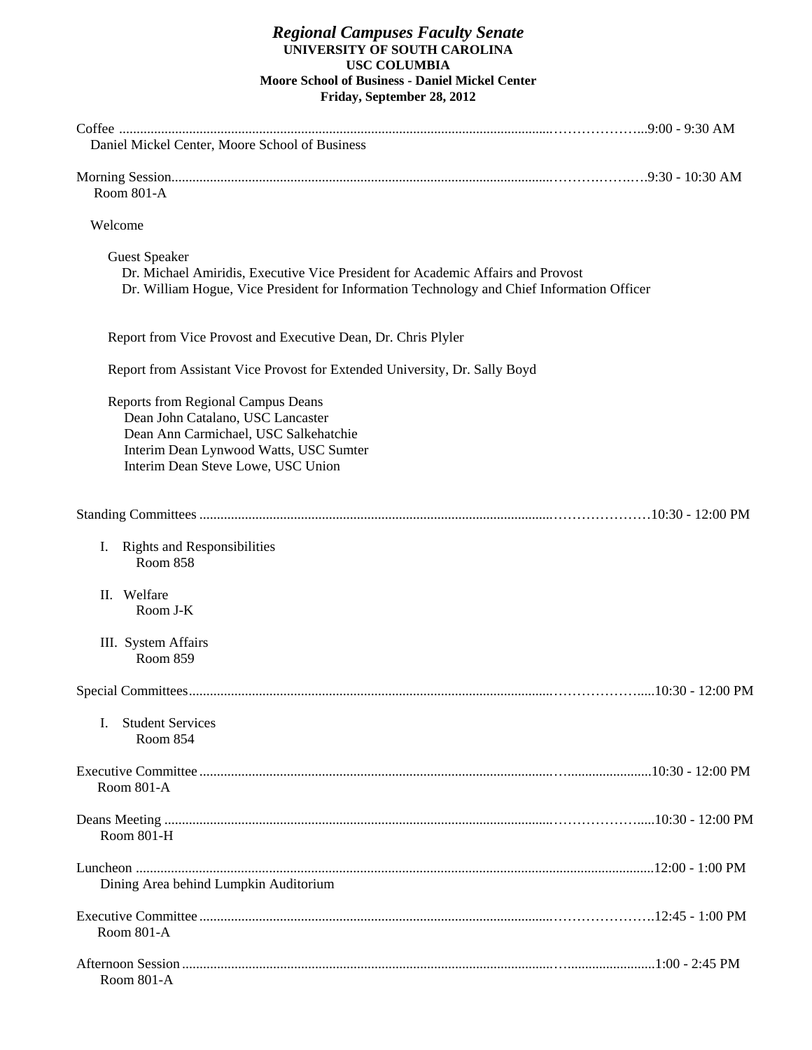# *Regional Campuses Faculty Senate*

**UNIVERSITY OF SOUTH CAROLINA**
**USC COLUMBIA**
**Moore School of Business - Daniel Mickel Center**
**Friday, September 28, 2012**

Coffee ........................................................................9:00 - 9:30 AM
Daniel Mickel Center, Moore School of Business

Morning Session........................................................................9:30 - 10:30 AM
Room 801-A

Welcome

Guest Speaker
Dr. Michael Amiridis, Executive Vice President for Academic Affairs and Provost
Dr. William Hogue, Vice President for Information Technology and Chief Information Officer

Report from Vice Provost and Executive Dean, Dr. Chris Plyler

Report from Assistant Vice Provost for Extended University, Dr. Sally Boyd

Reports from Regional Campus Deans
Dean John Catalano, USC Lancaster
Dean Ann Carmichael, USC Salkehatchie
Interim Dean Lynwood Watts, USC Sumter
Interim Dean Steve Lowe, USC Union

Standing Committees ........................................................................10:30 - 12:00 PM

I. Rights and Responsibilities
Room 858

II. Welfare
Room J-K

III. System Affairs
Room 859

Special Committees........................................................................10:30 - 12:00 PM

I. Student Services
Room 854

Executive Committee ........................................................................10:30 - 12:00 PM
Room 801-A

Deans Meeting ........................................................................10:30 - 12:00 PM
Room 801-H

Luncheon ........................................................................12:00 - 1:00 PM
Dining Area behind Lumpkin Auditorium

Executive Committee ........................................................................12:45 - 1:00 PM
Room 801-A

Afternoon Session ........................................................................1:00 - 2:45 PM
Room 801-A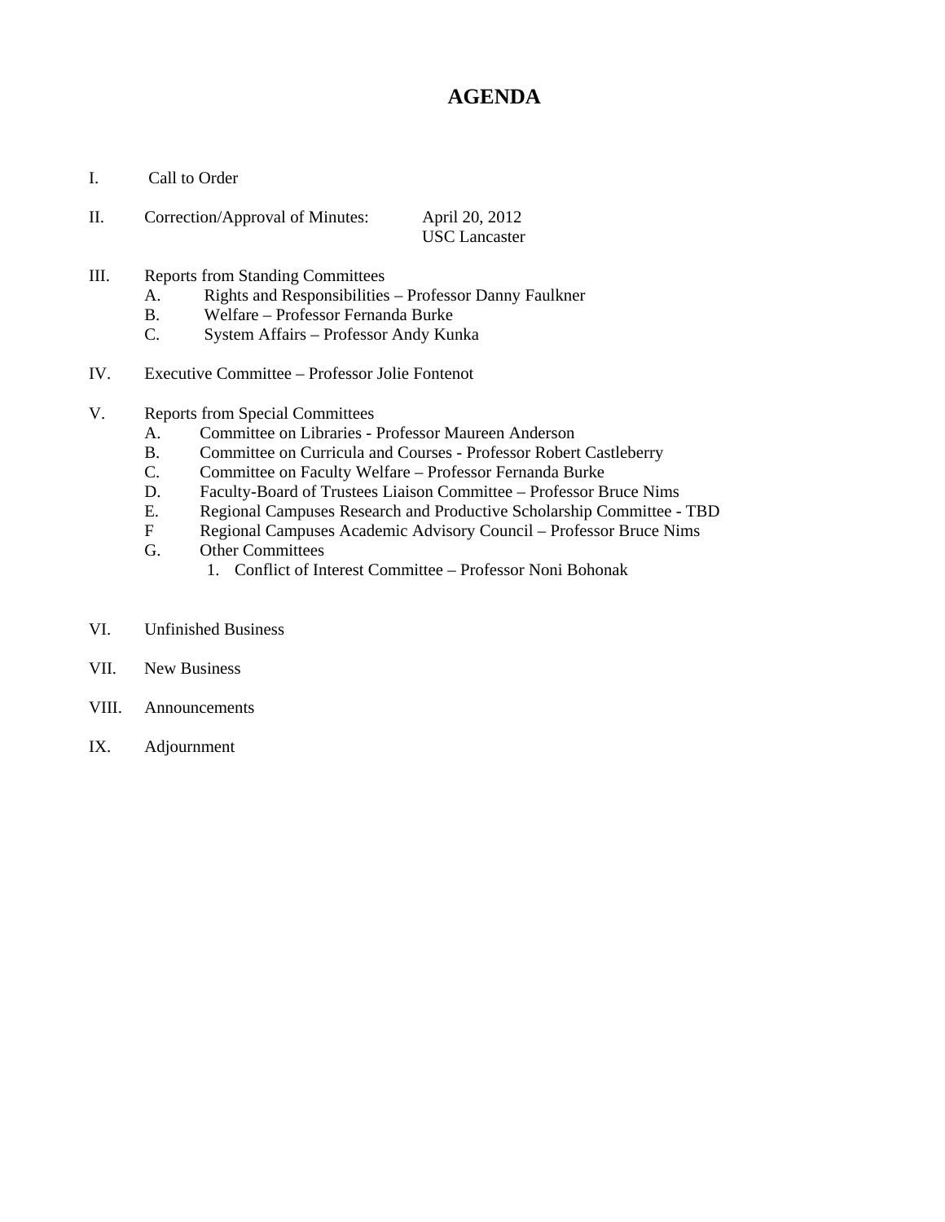# AGENDA

I. Call to Order

II. Correction/Approval of Minutes: April 20, 2012
USC Lancaster

III. Reports from Standing Committees
  A. Rights and Responsibilities – Professor Danny Faulkner
  B. Welfare – Professor Fernanda Burke
  C. System Affairs – Professor Andy Kunka

IV. Executive Committee – Professor Jolie Fontenot

V. Reports from Special Committees
  A. Committee on Libraries - Professor Maureen Anderson
  B. Committee on Curricula and Courses - Professor Robert Castleberry
  C. Committee on Faculty Welfare – Professor Fernanda Burke
  D. Faculty-Board of Trustees Liaison Committee – Professor Bruce Nims
  E. Regional Campuses Research and Productive Scholarship Committee - TBD
  F Regional Campuses Academic Advisory Council – Professor Bruce Nims
  G. Other Committees
    1. Conflict of Interest Committee – Professor Noni Bohonak

VI. Unfinished Business

VII. New Business

VIII. Announcements

IX. Adjournment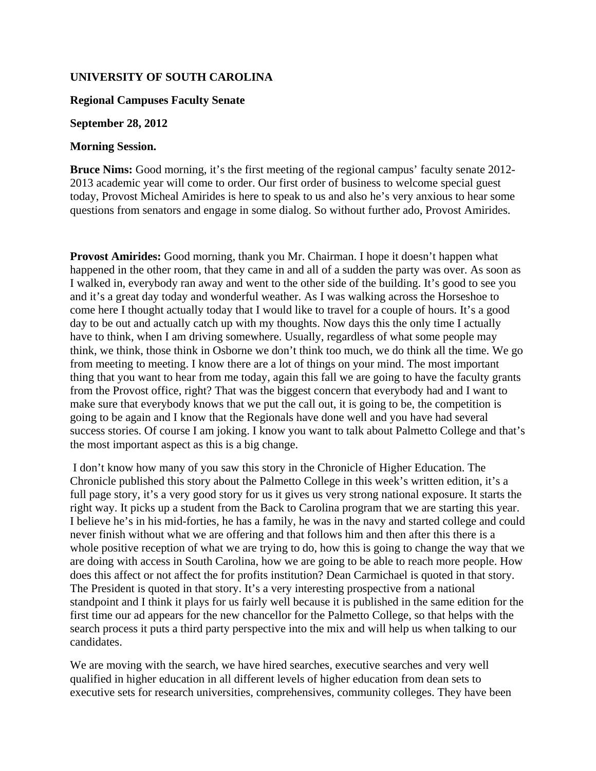**UNIVERSITY OF SOUTH CAROLINA**

**Regional Campuses Faculty Senate**

**September 28, 2012**

**Morning Session.**

**Bruce Nims:** Good morning, it's the first meeting of the regional campus' faculty senate 2012-2013 academic year will come to order. Our first order of business to welcome special guest today, Provost Micheal Amirides is here to speak to us and also he's very anxious to hear some questions from senators and engage in some dialog. So without further ado, Provost Amirides.

**Provost Amirides:** Good morning, thank you Mr. Chairman. I hope it doesn't happen what happened in the other room, that they came in and all of a sudden the party was over. As soon as I walked in, everybody ran away and went to the other side of the building. It's good to see you and it's a great day today and wonderful weather. As I was walking across the Horseshoe to come here I thought actually today that I would like to travel for a couple of hours. It's a good day to be out and actually catch up with my thoughts. Now days this the only time I actually have to think, when I am driving somewhere. Usually, regardless of what some people may think, we think, those think in Osborne we don't think too much, we do think all the time. We go from meeting to meeting. I know there are a lot of things on your mind. The most important thing that you want to hear from me today, again this fall we are going to have the faculty grants from the Provost office, right? That was the biggest concern that everybody had and I want to make sure that everybody knows that we put the call out, it is going to be, the competition is going to be again and I know that the Regionals have done well and you have had several success stories. Of course I am joking. I know you want to talk about Palmetto College and that's the most important aspect as this is a big change.

I don't know how many of you saw this story in the Chronicle of Higher Education. The Chronicle published this story about the Palmetto College in this week's written edition, it's a full page story, it's a very good story for us it gives us very strong national exposure. It starts the right way. It picks up a student from the Back to Carolina program that we are starting this year. I believe he's in his mid-forties, he has a family, he was in the navy and started college and could never finish without what we are offering and that follows him and then after this there is a whole positive reception of what we are trying to do, how this is going to change the way that we are doing with access in South Carolina, how we are going to be able to reach more people. How does this affect or not affect the for profits institution? Dean Carmichael is quoted in that story. The President is quoted in that story. It's a very interesting prospective from a national standpoint and I think it plays for us fairly well because it is published in the same edition for the first time our ad appears for the new chancellor for the Palmetto College, so that helps with the search process it puts a third party perspective into the mix and will help us when talking to our candidates.

We are moving with the search, we have hired searches, executive searches and very well qualified in higher education in all different levels of higher education from dean sets to executive sets for research universities, comprehensives, community colleges. They have been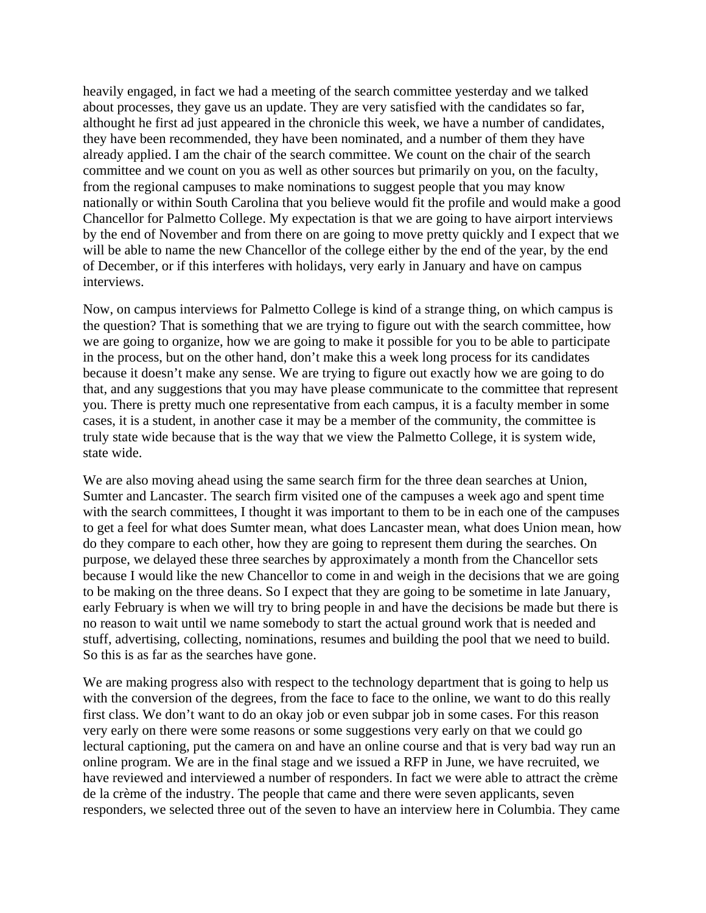heavily engaged, in fact we had a meeting of the search committee yesterday and we talked about processes, they gave us an update. They are very satisfied with the candidates so far, althought he first ad just appeared in the chronicle this week, we have a number of candidates, they have been recommended, they have been nominated, and a number of them they have already applied. I am the chair of the search committee. We count on the chair of the search committee and we count on you as well as other sources but primarily on you, on the faculty, from the regional campuses to make nominations to suggest people that you may know nationally or within South Carolina that you believe would fit the profile and would make a good Chancellor for Palmetto College. My expectation is that we are going to have airport interviews by the end of November and from there on are going to move pretty quickly and I expect that we will be able to name the new Chancellor of the college either by the end of the year, by the end of December, or if this interferes with holidays, very early in January and have on campus interviews.

Now, on campus interviews for Palmetto College is kind of a strange thing, on which campus is the question? That is something that we are trying to figure out with the search committee, how we are going to organize, how we are going to make it possible for you to be able to participate in the process, but on the other hand, don't make this a week long process for its candidates because it doesn't make any sense. We are trying to figure out exactly how we are going to do that, and any suggestions that you may have please communicate to the committee that represent you. There is pretty much one representative from each campus, it is a faculty member in some cases, it is a student, in another case it may be a member of the community, the committee is truly state wide because that is the way that we view the Palmetto College, it is system wide, state wide.

We are also moving ahead using the same search firm for the three dean searches at Union, Sumter and Lancaster. The search firm visited one of the campuses a week ago and spent time with the search committees, I thought it was important to them to be in each one of the campuses to get a feel for what does Sumter mean, what does Lancaster mean, what does Union mean, how do they compare to each other, how they are going to represent them during the searches. On purpose, we delayed these three searches by approximately a month from the Chancellor sets because I would like the new Chancellor to come in and weigh in the decisions that we are going to be making on the three deans. So I expect that they are going to be sometime in late January, early February is when we will try to bring people in and have the decisions be made but there is no reason to wait until we name somebody to start the actual ground work that is needed and stuff, advertising, collecting, nominations, resumes and building the pool that we need to build. So this is as far as the searches have gone.

We are making progress also with respect to the technology department that is going to help us with the conversion of the degrees, from the face to face to the online, we want to do this really first class. We don't want to do an okay job or even subpar job in some cases. For this reason very early on there were some reasons or some suggestions very early on that we could go lectural captioning, put the camera on and have an online course and that is very bad way run an online program. We are in the final stage and we issued a RFP in June, we have recruited, we have reviewed and interviewed a number of responders. In fact we were able to attract the crème de la crème of the industry. The people that came and there were seven applicants, seven responders, we selected three out of the seven to have an interview here in Columbia. They came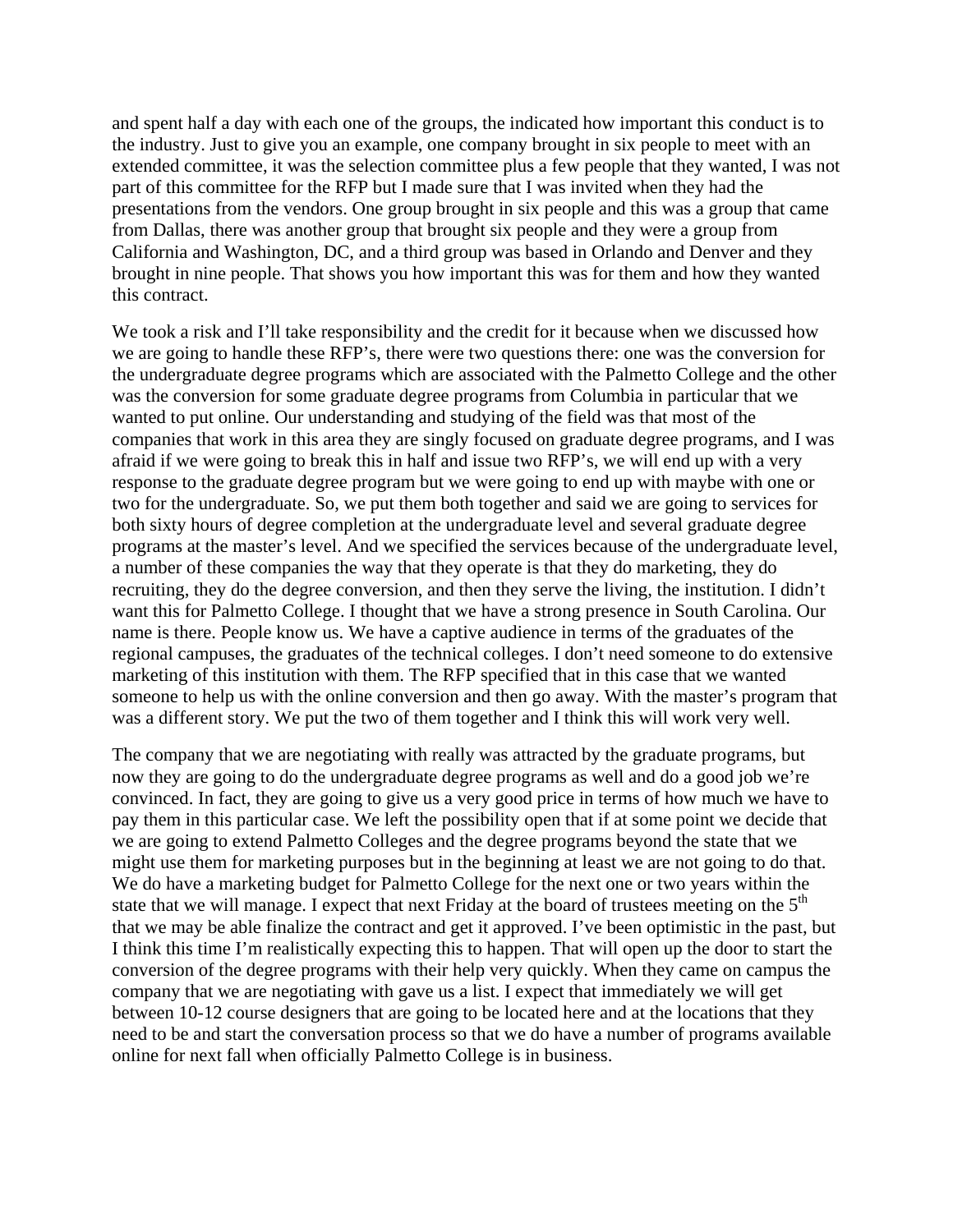and spent half a day with each one of the groups, the indicated how important this conduct is to the industry. Just to give you an example, one company brought in six people to meet with an extended committee, it was the selection committee plus a few people that they wanted, I was not part of this committee for the RFP but I made sure that I was invited when they had the presentations from the vendors. One group brought in six people and this was a group that came from Dallas, there was another group that brought six people and they were a group from California and Washington, DC, and a third group was based in Orlando and Denver and they brought in nine people. That shows you how important this was for them and how they wanted this contract.

We took a risk and I'll take responsibility and the credit for it because when we discussed how we are going to handle these RFP's, there were two questions there: one was the conversion for the undergraduate degree programs which are associated with the Palmetto College and the other was the conversion for some graduate degree programs from Columbia in particular that we wanted to put online. Our understanding and studying of the field was that most of the companies that work in this area they are singly focused on graduate degree programs, and I was afraid if we were going to break this in half and issue two RFP's, we will end up with a very response to the graduate degree program but we were going to end up with maybe with one or two for the undergraduate. So, we put them both together and said we are going to services for both sixty hours of degree completion at the undergraduate level and several graduate degree programs at the master's level. And we specified the services because of the undergraduate level, a number of these companies the way that they operate is that they do marketing, they do recruiting, they do the degree conversion, and then they serve the living, the institution. I didn't want this for Palmetto College. I thought that we have a strong presence in South Carolina. Our name is there. People know us. We have a captive audience in terms of the graduates of the regional campuses, the graduates of the technical colleges. I don't need someone to do extensive marketing of this institution with them. The RFP specified that in this case that we wanted someone to help us with the online conversion and then go away. With the master's program that was a different story. We put the two of them together and I think this will work very well.

The company that we are negotiating with really was attracted by the graduate programs, but now they are going to do the undergraduate degree programs as well and do a good job we're convinced. In fact, they are going to give us a very good price in terms of how much we have to pay them in this particular case. We left the possibility open that if at some point we decide that we are going to extend Palmetto Colleges and the degree programs beyond the state that we might use them for marketing purposes but in the beginning at least we are not going to do that. We do have a marketing budget for Palmetto College for the next one or two years within the state that we will manage. I expect that next Friday at the board of trustees meeting on the 5th that we may be able finalize the contract and get it approved. I've been optimistic in the past, but I think this time I'm realistically expecting this to happen. That will open up the door to start the conversion of the degree programs with their help very quickly. When they came on campus the company that we are negotiating with gave us a list. I expect that immediately we will get between 10-12 course designers that are going to be located here and at the locations that they need to be and start the conversation process so that we do have a number of programs available online for next fall when officially Palmetto College is in business.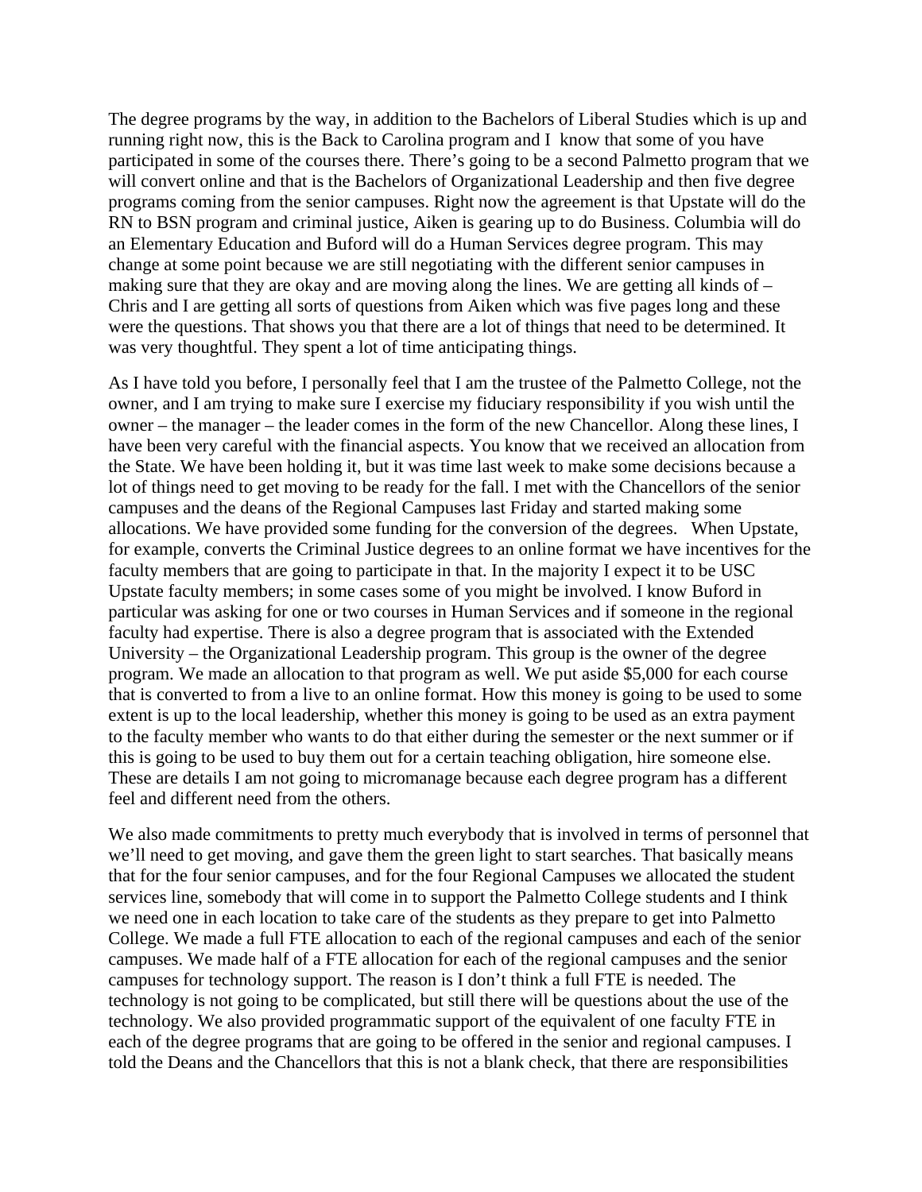The degree programs by the way, in addition to the Bachelors of Liberal Studies which is up and running right now, this is the Back to Carolina program and I know that some of you have participated in some of the courses there. There's going to be a second Palmetto program that we will convert online and that is the Bachelors of Organizational Leadership and then five degree programs coming from the senior campuses. Right now the agreement is that Upstate will do the RN to BSN program and criminal justice, Aiken is gearing up to do Business. Columbia will do an Elementary Education and Buford will do a Human Services degree program. This may change at some point because we are still negotiating with the different senior campuses in making sure that they are okay and are moving along the lines. We are getting all kinds of – Chris and I are getting all sorts of questions from Aiken which was five pages long and these were the questions. That shows you that there are a lot of things that need to be determined. It was very thoughtful. They spent a lot of time anticipating things.

As I have told you before, I personally feel that I am the trustee of the Palmetto College, not the owner, and I am trying to make sure I exercise my fiduciary responsibility if you wish until the owner – the manager – the leader comes in the form of the new Chancellor. Along these lines, I have been very careful with the financial aspects. You know that we received an allocation from the State. We have been holding it, but it was time last week to make some decisions because a lot of things need to get moving to be ready for the fall. I met with the Chancellors of the senior campuses and the deans of the Regional Campuses last Friday and started making some allocations. We have provided some funding for the conversion of the degrees. When Upstate, for example, converts the Criminal Justice degrees to an online format we have incentives for the faculty members that are going to participate in that. In the majority I expect it to be USC Upstate faculty members; in some cases some of you might be involved. I know Buford in particular was asking for one or two courses in Human Services and if someone in the regional faculty had expertise. There is also a degree program that is associated with the Extended University – the Organizational Leadership program. This group is the owner of the degree program. We made an allocation to that program as well. We put aside $5,000 for each course that is converted to from a live to an online format. How this money is going to be used to some extent is up to the local leadership, whether this money is going to be used as an extra payment to the faculty member who wants to do that either during the semester or the next summer or if this is going to be used to buy them out for a certain teaching obligation, hire someone else. These are details I am not going to micromanage because each degree program has a different feel and different need from the others.

We also made commitments to pretty much everybody that is involved in terms of personnel that we'll need to get moving, and gave them the green light to start searches. That basically means that for the four senior campuses, and for the four Regional Campuses we allocated the student services line, somebody that will come in to support the Palmetto College students and I think we need one in each location to take care of the students as they prepare to get into Palmetto College. We made a full FTE allocation to each of the regional campuses and each of the senior campuses. We made half of a FTE allocation for each of the regional campuses and the senior campuses for technology support. The reason is I don't think a full FTE is needed. The technology is not going to be complicated, but still there will be questions about the use of the technology. We also provided programmatic support of the equivalent of one faculty FTE in each of the degree programs that are going to be offered in the senior and regional campuses. I told the Deans and the Chancellors that this is not a blank check, that there are responsibilities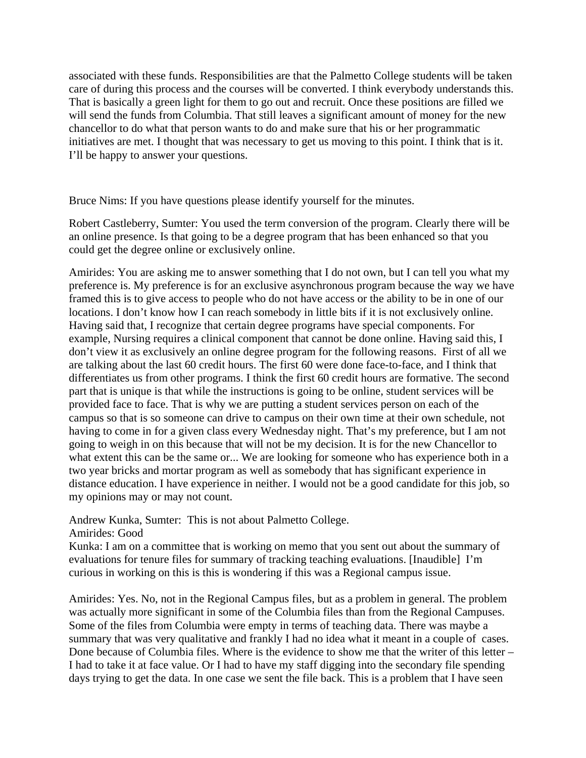associated with these funds. Responsibilities are that the Palmetto College students will be taken care of during this process and the courses will be converted. I think everybody understands this. That is basically a green light for them to go out and recruit. Once these positions are filled we will send the funds from Columbia. That still leaves a significant amount of money for the new chancellor to do what that person wants to do and make sure that his or her programmatic initiatives are met. I thought that was necessary to get us moving to this point. I think that is it. I'll be happy to answer your questions.

Bruce Nims: If you have questions please identify yourself for the minutes.

Robert Castleberry, Sumter: You used the term conversion of the program. Clearly there will be an online presence. Is that going to be a degree program that has been enhanced so that you could get the degree online or exclusively online.

Amirides: You are asking me to answer something that I do not own, but I can tell you what my preference is. My preference is for an exclusive asynchronous program because the way we have framed this is to give access to people who do not have access or the ability to be in one of our locations. I don't know how I can reach somebody in little bits if it is not exclusively online. Having said that, I recognize that certain degree programs have special components. For example, Nursing requires a clinical component that cannot be done online. Having said this, I don't view it as exclusively an online degree program for the following reasons. First of all we are talking about the last 60 credit hours. The first 60 were done face-to-face, and I think that differentiates us from other programs. I think the first 60 credit hours are formative. The second part that is unique is that while the instructions is going to be online, student services will be provided face to face. That is why we are putting a student services person on each of the campus so that is so someone can drive to campus on their own time at their own schedule, not having to come in for a given class every Wednesday night. That's my preference, but I am not going to weigh in on this because that will not be my decision. It is for the new Chancellor to what extent this can be the same or... We are looking for someone who has experience both in a two year bricks and mortar program as well as somebody that has significant experience in distance education. I have experience in neither. I would not be a good candidate for this job, so my opinions may or may not count.

Andrew Kunka, Sumter: This is not about Palmetto College.
Amirides: Good
Kunka: I am on a committee that is working on memo that you sent out about the summary of evaluations for tenure files for summary of tracking teaching evaluations. [Inaudible] I'm curious in working on this is this is wondering if this was a Regional campus issue.

Amirides: Yes. No, not in the Regional Campus files, but as a problem in general. The problem was actually more significant in some of the Columbia files than from the Regional Campuses. Some of the files from Columbia were empty in terms of teaching data. There was maybe a summary that was very qualitative and frankly I had no idea what it meant in a couple of cases. Done because of Columbia files. Where is the evidence to show me that the writer of this letter – I had to take it at face value. Or I had to have my staff digging into the secondary file spending days trying to get the data. In one case we sent the file back. This is a problem that I have seen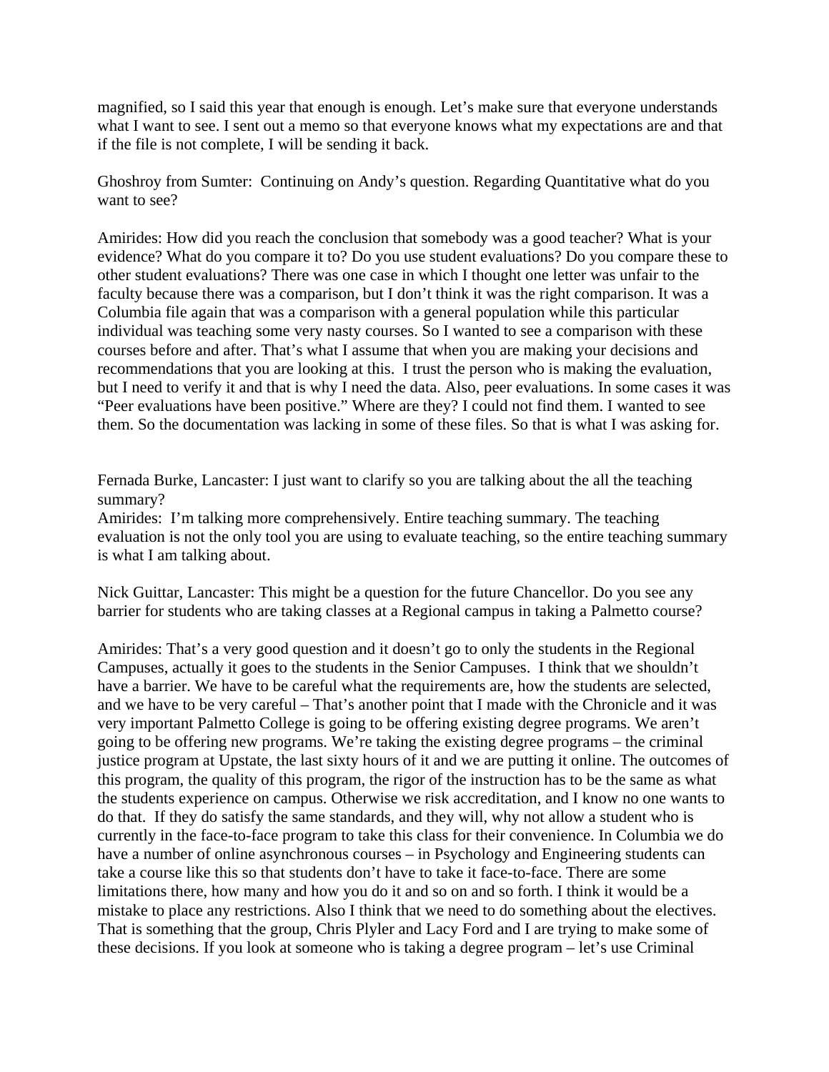magnified, so I said this year that enough is enough. Let's make sure that everyone understands what I want to see. I sent out a memo so that everyone knows what my expectations are and that if the file is not complete, I will be sending it back.

Ghoshroy from Sumter: Continuing on Andy's question. Regarding Quantitative what do you want to see?

Amirides: How did you reach the conclusion that somebody was a good teacher? What is your evidence? What do you compare it to? Do you use student evaluations? Do you compare these to other student evaluations? There was one case in which I thought one letter was unfair to the faculty because there was a comparison, but I don't think it was the right comparison. It was a Columbia file again that was a comparison with a general population while this particular individual was teaching some very nasty courses. So I wanted to see a comparison with these courses before and after. That's what I assume that when you are making your decisions and recommendations that you are looking at this. I trust the person who is making the evaluation, but I need to verify it and that is why I need the data. Also, peer evaluations. In some cases it was "Peer evaluations have been positive." Where are they? I could not find them. I wanted to see them. So the documentation was lacking in some of these files. So that is what I was asking for.

Fernada Burke, Lancaster: I just want to clarify so you are talking about the all the teaching summary?
Amirides: I'm talking more comprehensively. Entire teaching summary. The teaching evaluation is not the only tool you are using to evaluate teaching, so the entire teaching summary is what I am talking about.

Nick Guittar, Lancaster: This might be a question for the future Chancellor. Do you see any barrier for students who are taking classes at a Regional campus in taking a Palmetto course?

Amirides: That's a very good question and it doesn't go to only the students in the Regional Campuses, actually it goes to the students in the Senior Campuses. I think that we shouldn't have a barrier. We have to be careful what the requirements are, how the students are selected, and we have to be very careful – That's another point that I made with the Chronicle and it was very important Palmetto College is going to be offering existing degree programs. We aren't going to be offering new programs. We're taking the existing degree programs – the criminal justice program at Upstate, the last sixty hours of it and we are putting it online. The outcomes of this program, the quality of this program, the rigor of the instruction has to be the same as what the students experience on campus. Otherwise we risk accreditation, and I know no one wants to do that. If they do satisfy the same standards, and they will, why not allow a student who is currently in the face-to-face program to take this class for their convenience. In Columbia we do have a number of online asynchronous courses – in Psychology and Engineering students can take a course like this so that students don't have to take it face-to-face. There are some limitations there, how many and how you do it and so on and so forth. I think it would be a mistake to place any restrictions. Also I think that we need to do something about the electives. That is something that the group, Chris Plyler and Lacy Ford and I are trying to make some of these decisions. If you look at someone who is taking a degree program – let's use Criminal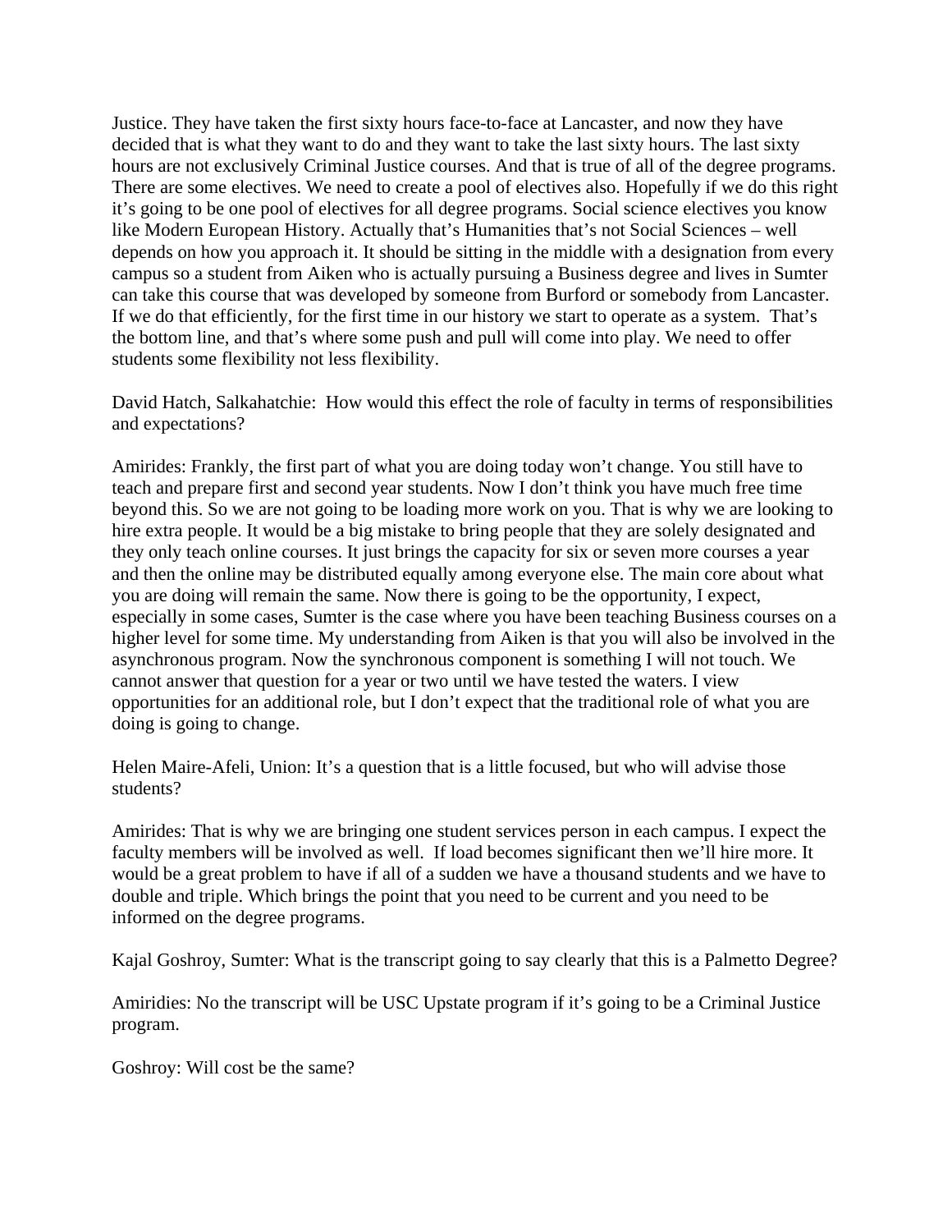Justice. They have taken the first sixty hours face-to-face at Lancaster, and now they have decided that is what they want to do and they want to take the last sixty hours. The last sixty hours are not exclusively Criminal Justice courses. And that is true of all of the degree programs. There are some electives. We need to create a pool of electives also. Hopefully if we do this right it's going to be one pool of electives for all degree programs. Social science electives you know like Modern European History. Actually that's Humanities that's not Social Sciences – well depends on how you approach it. It should be sitting in the middle with a designation from every campus so a student from Aiken who is actually pursuing a Business degree and lives in Sumter can take this course that was developed by someone from Burford or somebody from Lancaster. If we do that efficiently, for the first time in our history we start to operate as a system. That's the bottom line, and that's where some push and pull will come into play. We need to offer students some flexibility not less flexibility.

David Hatch, Salkahatchie: How would this effect the role of faculty in terms of responsibilities and expectations?

Amirides: Frankly, the first part of what you are doing today won't change. You still have to teach and prepare first and second year students. Now I don't think you have much free time beyond this. So we are not going to be loading more work on you. That is why we are looking to hire extra people. It would be a big mistake to bring people that they are solely designated and they only teach online courses. It just brings the capacity for six or seven more courses a year and then the online may be distributed equally among everyone else. The main core about what you are doing will remain the same. Now there is going to be the opportunity, I expect, especially in some cases, Sumter is the case where you have been teaching Business courses on a higher level for some time. My understanding from Aiken is that you will also be involved in the asynchronous program. Now the synchronous component is something I will not touch. We cannot answer that question for a year or two until we have tested the waters. I view opportunities for an additional role, but I don't expect that the traditional role of what you are doing is going to change.

Helen Maire-Afeli, Union: It's a question that is a little focused, but who will advise those students?

Amirides: That is why we are bringing one student services person in each campus. I expect the faculty members will be involved as well. If load becomes significant then we'll hire more. It would be a great problem to have if all of a sudden we have a thousand students and we have to double and triple. Which brings the point that you need to be current and you need to be informed on the degree programs.

Kajal Goshroy, Sumter: What is the transcript going to say clearly that this is a Palmetto Degree?

Amiridies: No the transcript will be USC Upstate program if it's going to be a Criminal Justice program.

Goshroy: Will cost be the same?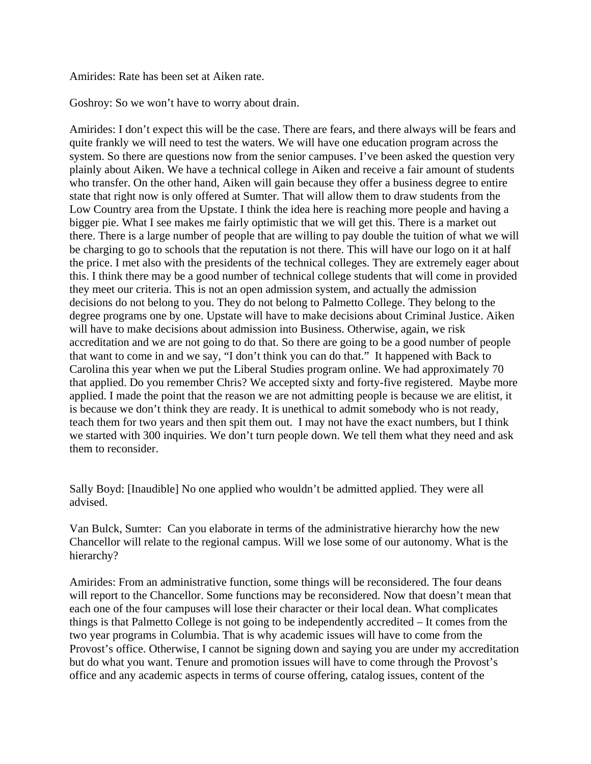Amirides: Rate has been set at Aiken rate.

Goshroy: So we won't have to worry about drain.

Amirides: I don't expect this will be the case. There are fears, and there always will be fears and quite frankly we will need to test the waters. We will have one education program across the system. So there are questions now from the senior campuses. I've been asked the question very plainly about Aiken. We have a technical college in Aiken and receive a fair amount of students who transfer. On the other hand, Aiken will gain because they offer a business degree to entire state that right now is only offered at Sumter. That will allow them to draw students from the Low Country area from the Upstate. I think the idea here is reaching more people and having a bigger pie. What I see makes me fairly optimistic that we will get this. There is a market out there. There is a large number of people that are willing to pay double the tuition of what we will be charging to go to schools that the reputation is not there. This will have our logo on it at half the price. I met also with the presidents of the technical colleges. They are extremely eager about this. I think there may be a good number of technical college students that will come in provided they meet our criteria. This is not an open admission system, and actually the admission decisions do not belong to you. They do not belong to Palmetto College. They belong to the degree programs one by one. Upstate will have to make decisions about Criminal Justice. Aiken will have to make decisions about admission into Business. Otherwise, again, we risk accreditation and we are not going to do that. So there are going to be a good number of people that want to come in and we say, "I don't think you can do that." It happened with Back to Carolina this year when we put the Liberal Studies program online. We had approximately 70 that applied. Do you remember Chris? We accepted sixty and forty-five registered. Maybe more applied. I made the point that the reason we are not admitting people is because we are elitist, it is because we don't think they are ready. It is unethical to admit somebody who is not ready, teach them for two years and then spit them out. I may not have the exact numbers, but I think we started with 300 inquiries. We don't turn people down. We tell them what they need and ask them to reconsider.

Sally Boyd: [Inaudible] No one applied who wouldn't be admitted applied. They were all advised.

Van Bulck, Sumter: Can you elaborate in terms of the administrative hierarchy how the new Chancellor will relate to the regional campus. Will we lose some of our autonomy. What is the hierarchy?

Amirides: From an administrative function, some things will be reconsidered. The four deans will report to the Chancellor. Some functions may be reconsidered. Now that doesn't mean that each one of the four campuses will lose their character or their local dean. What complicates things is that Palmetto College is not going to be independently accredited – It comes from the two year programs in Columbia. That is why academic issues will have to come from the Provost's office. Otherwise, I cannot be signing down and saying you are under my accreditation but do what you want. Tenure and promotion issues will have to come through the Provost's office and any academic aspects in terms of course offering, catalog issues, content of the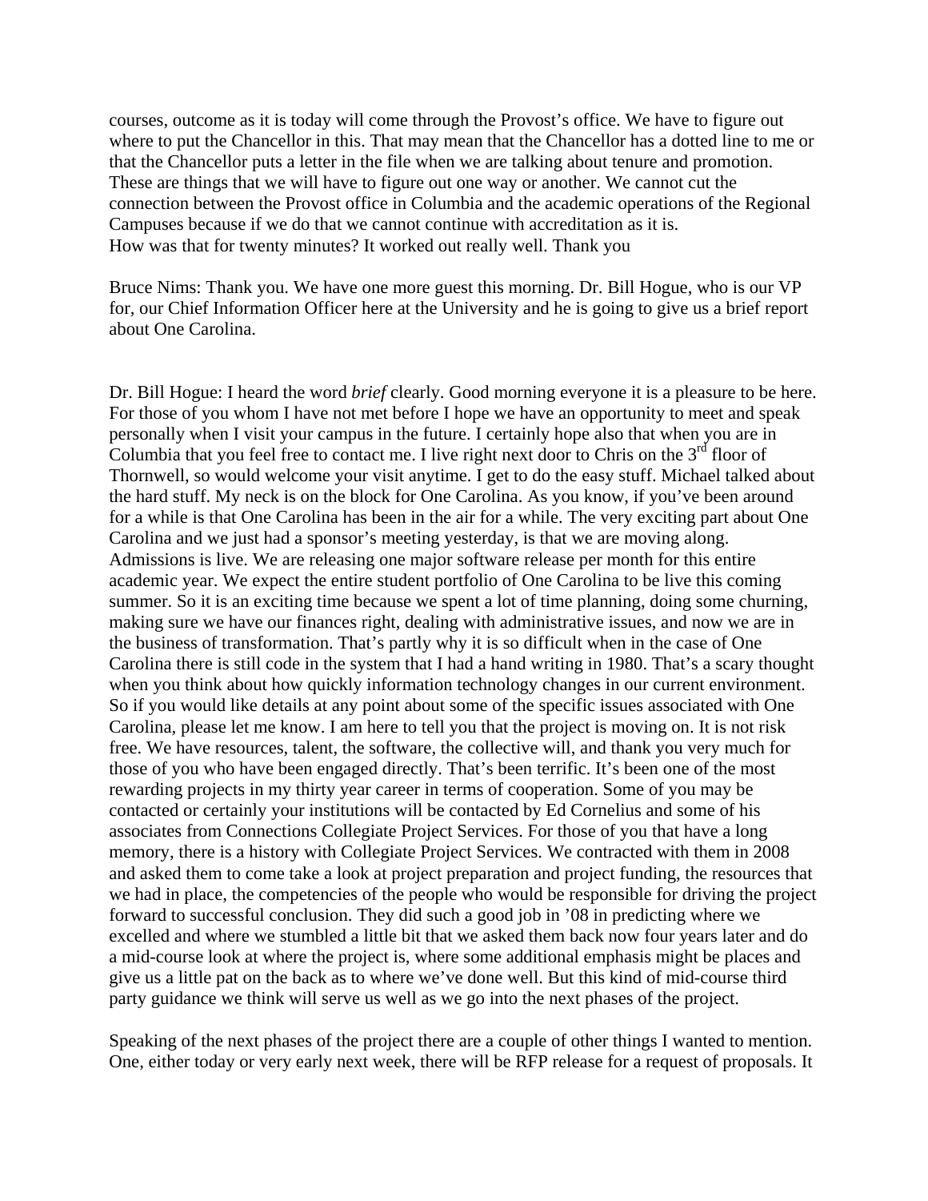courses, outcome as it is today will come through the Provost's office. We have to figure out where to put the Chancellor in this. That may mean that the Chancellor has a dotted line to me or that the Chancellor puts a letter in the file when we are talking about tenure and promotion. These are things that we will have to figure out one way or another. We cannot cut the connection between the Provost office in Columbia and the academic operations of the Regional Campuses because if we do that we cannot continue with accreditation as it is.
How was that for twenty minutes? It worked out really well. Thank you

Bruce Nims: Thank you. We have one more guest this morning. Dr. Bill Hogue, who is our VP for, our Chief Information Officer here at the University and he is going to give us a brief report about One Carolina.

Dr. Bill Hogue: I heard the word *brief* clearly. Good morning everyone it is a pleasure to be here. For those of you whom I have not met before I hope we have an opportunity to meet and speak personally when I visit your campus in the future. I certainly hope also that when you are in Columbia that you feel free to contact me. I live right next door to Chris on the 3rd floor of Thornwell, so would welcome your visit anytime. I get to do the easy stuff. Michael talked about the hard stuff. My neck is on the block for One Carolina. As you know, if you've been around for a while is that One Carolina has been in the air for a while. The very exciting part about One Carolina and we just had a sponsor's meeting yesterday, is that we are moving along. Admissions is live. We are releasing one major software release per month for this entire academic year. We expect the entire student portfolio of One Carolina to be live this coming summer. So it is an exciting time because we spent a lot of time planning, doing some churning, making sure we have our finances right, dealing with administrative issues, and now we are in the business of transformation. That's partly why it is so difficult when in the case of One Carolina there is still code in the system that I had a hand writing in 1980. That's a scary thought when you think about how quickly information technology changes in our current environment. So if you would like details at any point about some of the specific issues associated with One Carolina, please let me know. I am here to tell you that the project is moving on. It is not risk free. We have resources, talent, the software, the collective will, and thank you very much for those of you who have been engaged directly. That's been terrific. It's been one of the most rewarding projects in my thirty year career in terms of cooperation. Some of you may be contacted or certainly your institutions will be contacted by Ed Cornelius and some of his associates from Connections Collegiate Project Services. For those of you that have a long memory, there is a history with Collegiate Project Services. We contracted with them in 2008 and asked them to come take a look at project preparation and project funding, the resources that we had in place, the competencies of the people who would be responsible for driving the project forward to successful conclusion. They did such a good job in '08 in predicting where we excelled and where we stumbled a little bit that we asked them back now four years later and do a mid-course look at where the project is, where some additional emphasis might be places and give us a little pat on the back as to where we've done well. But this kind of mid-course third party guidance we think will serve us well as we go into the next phases of the project.

Speaking of the next phases of the project there are a couple of other things I wanted to mention. One, either today or very early next week, there will be RFP release for a request of proposals. It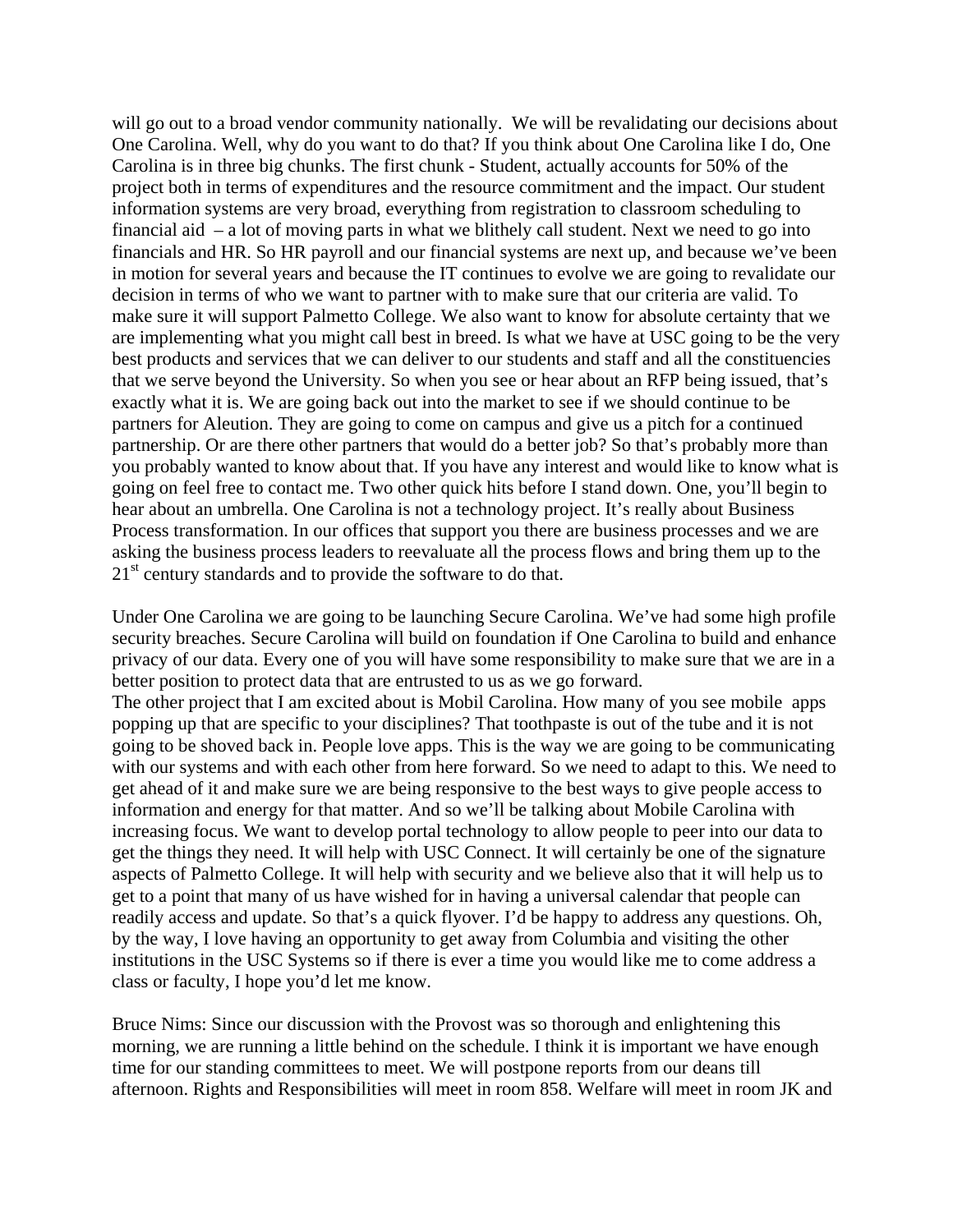will go out to a broad vendor community nationally. We will be revalidating our decisions about One Carolina. Well, why do you want to do that? If you think about One Carolina like I do, One Carolina is in three big chunks. The first chunk - Student, actually accounts for 50% of the project both in terms of expenditures and the resource commitment and the impact. Our student information systems are very broad, everything from registration to classroom scheduling to financial aid – a lot of moving parts in what we blithely call student. Next we need to go into financials and HR. So HR payroll and our financial systems are next up, and because we've been in motion for several years and because the IT continues to evolve we are going to revalidate our decision in terms of who we want to partner with to make sure that our criteria are valid. To make sure it will support Palmetto College. We also want to know for absolute certainty that we are implementing what you might call best in breed. Is what we have at USC going to be the very best products and services that we can deliver to our students and staff and all the constituencies that we serve beyond the University. So when you see or hear about an RFP being issued, that's exactly what it is. We are going back out into the market to see if we should continue to be partners for Aleution. They are going to come on campus and give us a pitch for a continued partnership. Or are there other partners that would do a better job? So that's probably more than you probably wanted to know about that. If you have any interest and would like to know what is going on feel free to contact me. Two other quick hits before I stand down. One, you'll begin to hear about an umbrella. One Carolina is not a technology project. It's really about Business Process transformation. In our offices that support you there are business processes and we are asking the business process leaders to reevaluate all the process flows and bring them up to the 21st century standards and to provide the software to do that.

Under One Carolina we are going to be launching Secure Carolina. We've had some high profile security breaches. Secure Carolina will build on foundation if One Carolina to build and enhance privacy of our data. Every one of you will have some responsibility to make sure that we are in a better position to protect data that are entrusted to us as we go forward.
The other project that I am excited about is Mobil Carolina. How many of you see mobile apps popping up that are specific to your disciplines? That toothpaste is out of the tube and it is not going to be shoved back in. People love apps. This is the way we are going to be communicating with our systems and with each other from here forward. So we need to adapt to this. We need to get ahead of it and make sure we are being responsive to the best ways to give people access to information and energy for that matter. And so we'll be talking about Mobile Carolina with increasing focus. We want to develop portal technology to allow people to peer into our data to get the things they need. It will help with USC Connect. It will certainly be one of the signature aspects of Palmetto College. It will help with security and we believe also that it will help us to get to a point that many of us have wished for in having a universal calendar that people can readily access and update. So that's a quick flyover. I'd be happy to address any questions. Oh, by the way, I love having an opportunity to get away from Columbia and visiting the other institutions in the USC Systems so if there is ever a time you would like me to come address a class or faculty, I hope you'd let me know.

Bruce Nims: Since our discussion with the Provost was so thorough and enlightening this morning, we are running a little behind on the schedule. I think it is important we have enough time for our standing committees to meet. We will postpone reports from our deans till afternoon. Rights and Responsibilities will meet in room 858. Welfare will meet in room JK and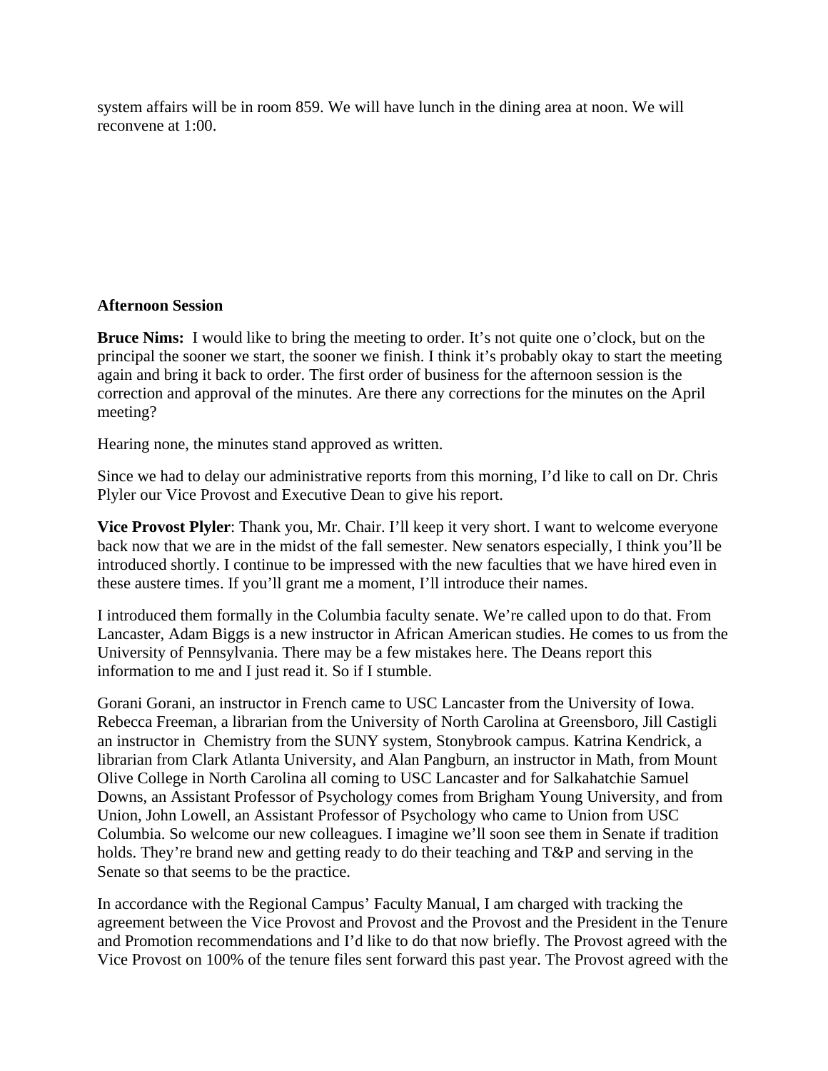system affairs will be in room 859. We will have lunch in the dining area at noon. We will reconvene at 1:00.

**Afternoon Session**

**Bruce Nims:** I would like to bring the meeting to order. It's not quite one o'clock, but on the principal the sooner we start, the sooner we finish. I think it's probably okay to start the meeting again and bring it back to order. The first order of business for the afternoon session is the correction and approval of the minutes. Are there any corrections for the minutes on the April meeting?

Hearing none, the minutes stand approved as written.

Since we had to delay our administrative reports from this morning, I'd like to call on Dr. Chris Plyler our Vice Provost and Executive Dean to give his report.

**Vice Provost Plyler**: Thank you, Mr. Chair. I'll keep it very short. I want to welcome everyone back now that we are in the midst of the fall semester. New senators especially, I think you'll be introduced shortly. I continue to be impressed with the new faculties that we have hired even in these austere times. If you'll grant me a moment, I'll introduce their names.

I introduced them formally in the Columbia faculty senate. We're called upon to do that. From Lancaster, Adam Biggs is a new instructor in African American studies. He comes to us from the University of Pennsylvania. There may be a few mistakes here. The Deans report this information to me and I just read it. So if I stumble.

Gorani Gorani, an instructor in French came to USC Lancaster from the University of Iowa. Rebecca Freeman, a librarian from the University of North Carolina at Greensboro, Jill Castigli an instructor in Chemistry from the SUNY system, Stonybrook campus. Katrina Kendrick, a librarian from Clark Atlanta University, and Alan Pangburn, an instructor in Math, from Mount Olive College in North Carolina all coming to USC Lancaster and for Salkahatchie Samuel Downs, an Assistant Professor of Psychology comes from Brigham Young University, and from Union, John Lowell, an Assistant Professor of Psychology who came to Union from USC Columbia. So welcome our new colleagues. I imagine we'll soon see them in Senate if tradition holds. They're brand new and getting ready to do their teaching and T&P and serving in the Senate so that seems to be the practice.

In accordance with the Regional Campus' Faculty Manual, I am charged with tracking the agreement between the Vice Provost and Provost and the Provost and the President in the Tenure and Promotion recommendations and I'd like to do that now briefly. The Provost agreed with the Vice Provost on 100% of the tenure files sent forward this past year. The Provost agreed with the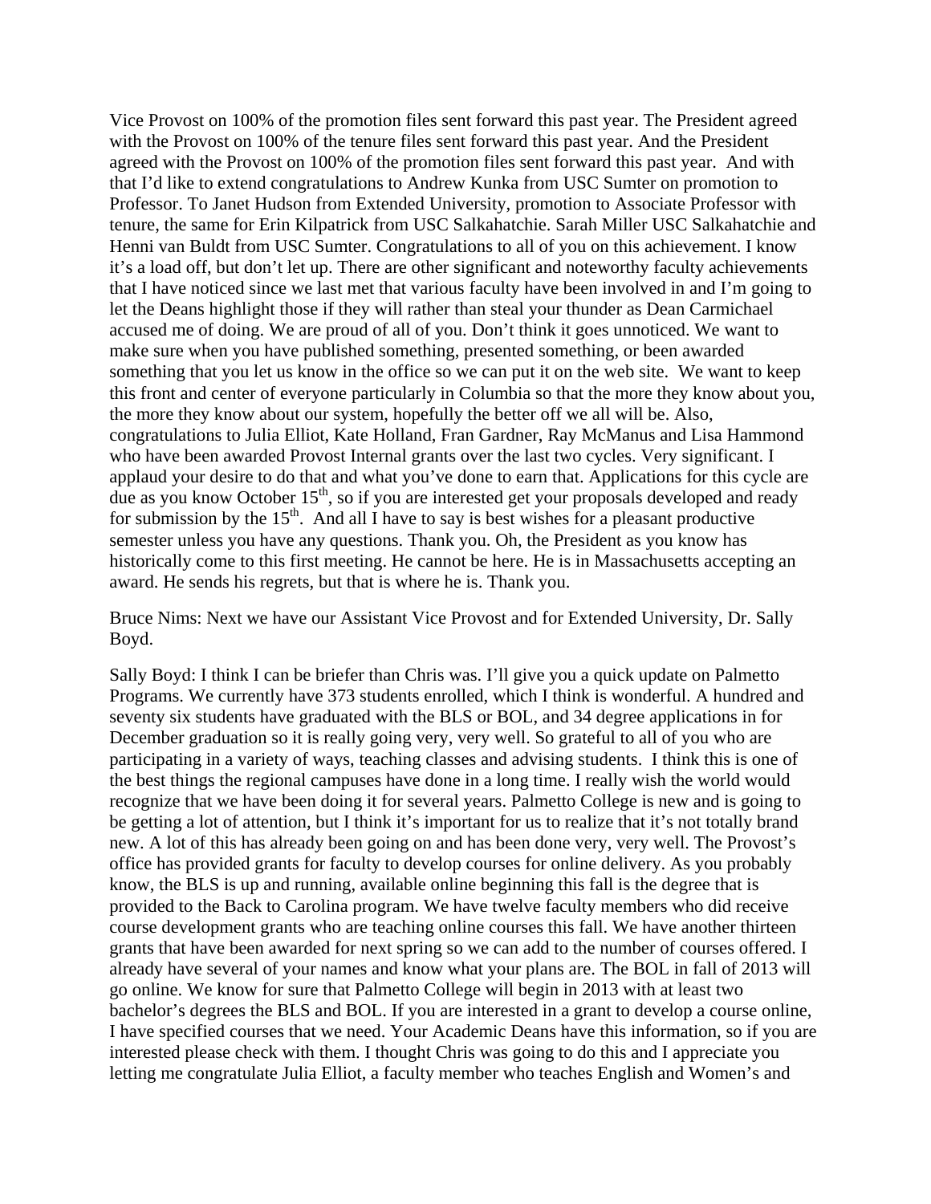Vice Provost on 100% of the promotion files sent forward this past year. The President agreed with the Provost on 100% of the tenure files sent forward this past year. And the President agreed with the Provost on 100% of the promotion files sent forward this past year. And with that I'd like to extend congratulations to Andrew Kunka from USC Sumter on promotion to Professor. To Janet Hudson from Extended University, promotion to Associate Professor with tenure, the same for Erin Kilpatrick from USC Salkahatchie. Sarah Miller USC Salkahatchie and Henni van Buldt from USC Sumter. Congratulations to all of you on this achievement. I know it's a load off, but don't let up. There are other significant and noteworthy faculty achievements that I have noticed since we last met that various faculty have been involved in and I'm going to let the Deans highlight those if they will rather than steal your thunder as Dean Carmichael accused me of doing. We are proud of all of you. Don't think it goes unnoticed. We want to make sure when you have published something, presented something, or been awarded something that you let us know in the office so we can put it on the web site. We want to keep this front and center of everyone particularly in Columbia so that the more they know about you, the more they know about our system, hopefully the better off we all will be. Also, congratulations to Julia Elliot, Kate Holland, Fran Gardner, Ray McManus and Lisa Hammond who have been awarded Provost Internal grants over the last two cycles. Very significant. I applaud your desire to do that and what you've done to earn that. Applications for this cycle are due as you know October 15th, so if you are interested get your proposals developed and ready for submission by the 15th. And all I have to say is best wishes for a pleasant productive semester unless you have any questions. Thank you. Oh, the President as you know has historically come to this first meeting. He cannot be here. He is in Massachusetts accepting an award. He sends his regrets, but that is where he is. Thank you.

Bruce Nims: Next we have our Assistant Vice Provost and for Extended University, Dr. Sally Boyd.

Sally Boyd: I think I can be briefer than Chris was. I'll give you a quick update on Palmetto Programs. We currently have 373 students enrolled, which I think is wonderful. A hundred and seventy six students have graduated with the BLS or BOL, and 34 degree applications in for December graduation so it is really going very, very well. So grateful to all of you who are participating in a variety of ways, teaching classes and advising students. I think this is one of the best things the regional campuses have done in a long time. I really wish the world would recognize that we have been doing it for several years. Palmetto College is new and is going to be getting a lot of attention, but I think it's important for us to realize that it's not totally brand new. A lot of this has already been going on and has been done very, very well. The Provost's office has provided grants for faculty to develop courses for online delivery. As you probably know, the BLS is up and running, available online beginning this fall is the degree that is provided to the Back to Carolina program. We have twelve faculty members who did receive course development grants who are teaching online courses this fall. We have another thirteen grants that have been awarded for next spring so we can add to the number of courses offered. I already have several of your names and know what your plans are. The BOL in fall of 2013 will go online. We know for sure that Palmetto College will begin in 2013 with at least two bachelor's degrees the BLS and BOL. If you are interested in a grant to develop a course online, I have specified courses that we need. Your Academic Deans have this information, so if you are interested please check with them. I thought Chris was going to do this and I appreciate you letting me congratulate Julia Elliot, a faculty member who teaches English and Women's and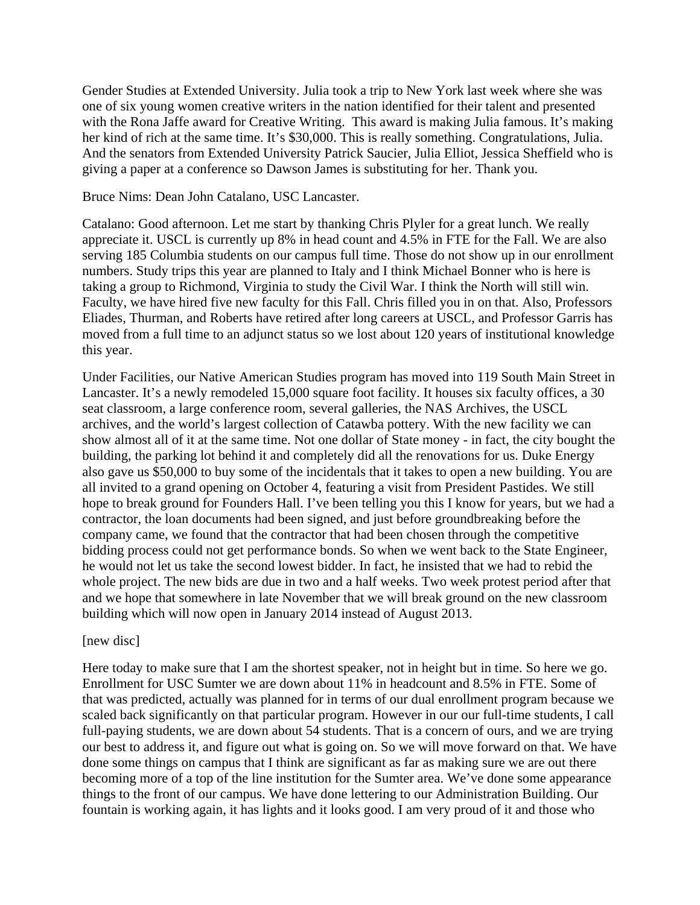Gender Studies at Extended University. Julia took a trip to New York last week where she was one of six young women creative writers in the nation identified for their talent and presented with the Rona Jaffe award for Creative Writing. This award is making Julia famous. It's making her kind of rich at the same time. It's $30,000. This is really something. Congratulations, Julia. And the senators from Extended University Patrick Saucier, Julia Elliot, Jessica Sheffield who is giving a paper at a conference so Dawson James is substituting for her. Thank you.

Bruce Nims: Dean John Catalano, USC Lancaster.

Catalano: Good afternoon. Let me start by thanking Chris Plyler for a great lunch. We really appreciate it. USCL is currently up 8% in head count and 4.5% in FTE for the Fall. We are also serving 185 Columbia students on our campus full time. Those do not show up in our enrollment numbers. Study trips this year are planned to Italy and I think Michael Bonner who is here is taking a group to Richmond, Virginia to study the Civil War. I think the North will still win. Faculty, we have hired five new faculty for this Fall. Chris filled you in on that. Also, Professors Eliades, Thurman, and Roberts have retired after long careers at USCL, and Professor Garris has moved from a full time to an adjunct status so we lost about 120 years of institutional knowledge this year.

Under Facilities, our Native American Studies program has moved into 119 South Main Street in Lancaster. It's a newly remodeled 15,000 square foot facility. It houses six faculty offices, a 30 seat classroom, a large conference room, several galleries, the NAS Archives, the USCL archives, and the world's largest collection of Catawba pottery. With the new facility we can show almost all of it at the same time. Not one dollar of State money - in fact, the city bought the building, the parking lot behind it and completely did all the renovations for us. Duke Energy also gave us $50,000 to buy some of the incidentals that it takes to open a new building. You are all invited to a grand opening on October 4, featuring a visit from President Pastides. We still hope to break ground for Founders Hall. I've been telling you this I know for years, but we had a contractor, the loan documents had been signed, and just before groundbreaking before the company came, we found that the contractor that had been chosen through the competitive bidding process could not get performance bonds. So when we went back to the State Engineer, he would not let us take the second lowest bidder. In fact, he insisted that we had to rebid the whole project. The new bids are due in two and a half weeks. Two week protest period after that and we hope that somewhere in late November that we will break ground on the new classroom building which will now open in January 2014 instead of August 2013.

[new disc]

Here today to make sure that I am the shortest speaker, not in height but in time. So here we go. Enrollment for USC Sumter we are down about 11% in headcount and 8.5% in FTE. Some of that was predicted, actually was planned for in terms of our dual enrollment program because we scaled back significantly on that particular program. However in our our full-time students, I call full-paying students, we are down about 54 students. That is a concern of ours, and we are trying our best to address it, and figure out what is going on. So we will move forward on that. We have done some things on campus that I think are significant as far as making sure we are out there becoming more of a top of the line institution for the Sumter area. We've done some appearance things to the front of our campus. We have done lettering to our Administration Building. Our fountain is working again, it has lights and it looks good. I am very proud of it and those who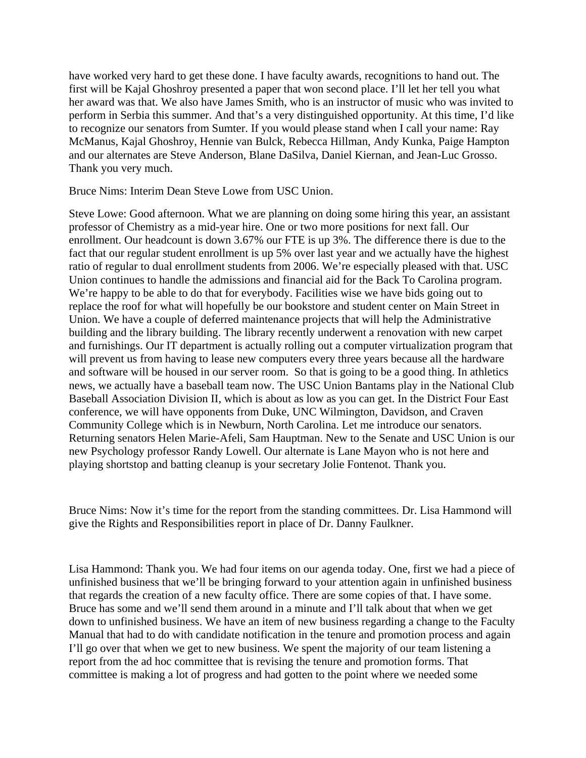have worked very hard to get these done. I have faculty awards, recognitions to hand out. The first will be Kajal Ghoshroy presented a paper that won second place. I'll let her tell you what her award was that. We also have James Smith, who is an instructor of music who was invited to perform in Serbia this summer. And that's a very distinguished opportunity. At this time, I'd like to recognize our senators from Sumter. If you would please stand when I call your name: Ray McManus, Kajal Ghoshroy, Hennie van Bulck, Rebecca Hillman, Andy Kunka, Paige Hampton and our alternates are Steve Anderson, Blane DaSilva, Daniel Kiernan, and Jean-Luc Grosso. Thank you very much.

Bruce Nims: Interim Dean Steve Lowe from USC Union.

Steve Lowe: Good afternoon. What we are planning on doing some hiring this year, an assistant professor of Chemistry as a mid-year hire. One or two more positions for next fall. Our enrollment. Our headcount is down 3.67% our FTE is up 3%. The difference there is due to the fact that our regular student enrollment is up 5% over last year and we actually have the highest ratio of regular to dual enrollment students from 2006. We're especially pleased with that. USC Union continues to handle the admissions and financial aid for the Back To Carolina program. We're happy to be able to do that for everybody. Facilities wise we have bids going out to replace the roof for what will hopefully be our bookstore and student center on Main Street in Union. We have a couple of deferred maintenance projects that will help the Administrative building and the library building. The library recently underwent a renovation with new carpet and furnishings. Our IT department is actually rolling out a computer virtualization program that will prevent us from having to lease new computers every three years because all the hardware and software will be housed in our server room. So that is going to be a good thing. In athletics news, we actually have a baseball team now. The USC Union Bantams play in the National Club Baseball Association Division II, which is about as low as you can get. In the District Four East conference, we will have opponents from Duke, UNC Wilmington, Davidson, and Craven Community College which is in Newburn, North Carolina. Let me introduce our senators. Returning senators Helen Marie-Afeli, Sam Hauptman. New to the Senate and USC Union is our new Psychology professor Randy Lowell. Our alternate is Lane Mayon who is not here and playing shortstop and batting cleanup is your secretary Jolie Fontenot. Thank you.

Bruce Nims: Now it's time for the report from the standing committees. Dr. Lisa Hammond will give the Rights and Responsibilities report in place of Dr. Danny Faulkner.

Lisa Hammond: Thank you. We had four items on our agenda today. One, first we had a piece of unfinished business that we'll be bringing forward to your attention again in unfinished business that regards the creation of a new faculty office. There are some copies of that. I have some. Bruce has some and we'll send them around in a minute and I'll talk about that when we get down to unfinished business. We have an item of new business regarding a change to the Faculty Manual that had to do with candidate notification in the tenure and promotion process and again I'll go over that when we get to new business. We spent the majority of our team listening a report from the ad hoc committee that is revising the tenure and promotion forms. That committee is making a lot of progress and had gotten to the point where we needed some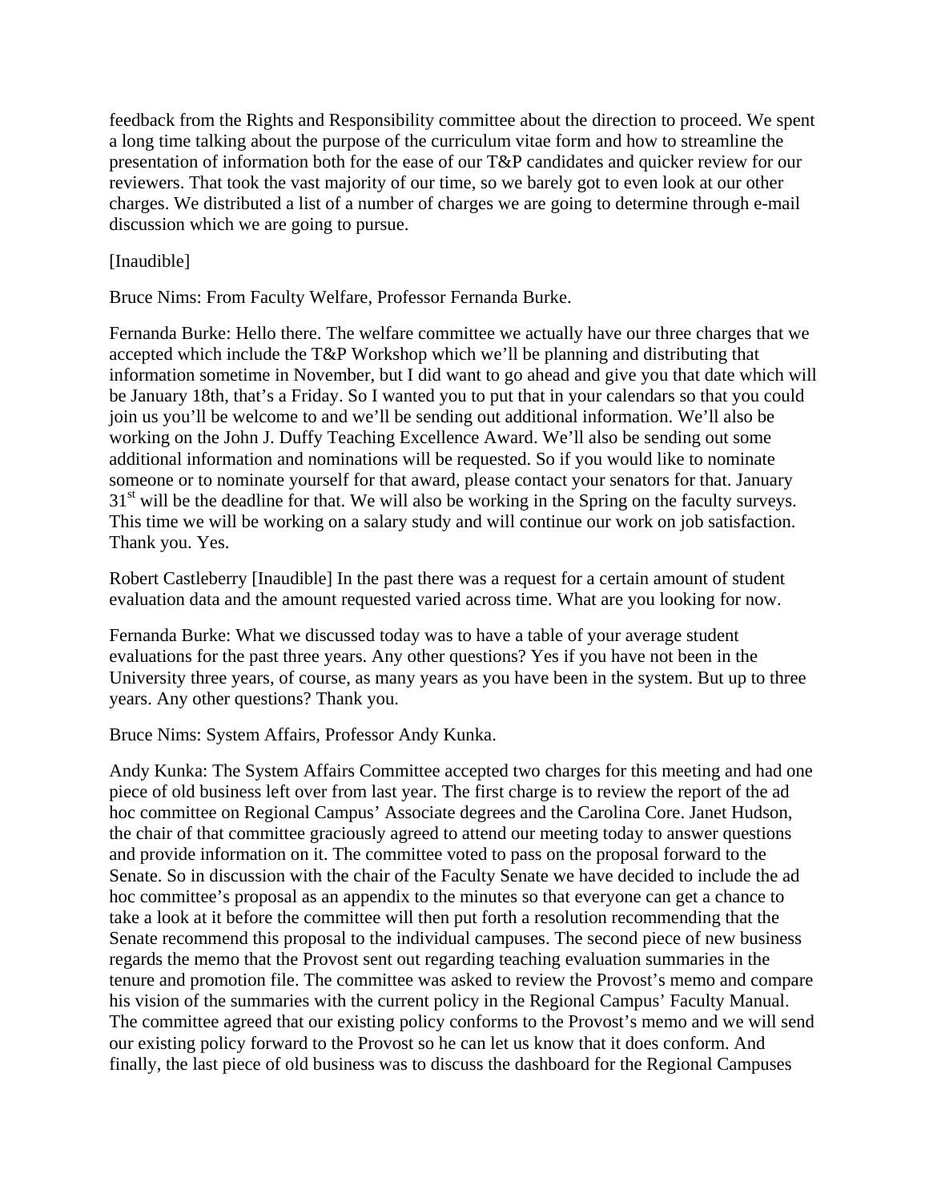feedback from the Rights and Responsibility committee about the direction to proceed. We spent a long time talking about the purpose of the curriculum vitae form and how to streamline the presentation of information both for the ease of our T&P candidates and quicker review for our reviewers. That took the vast majority of our time, so we barely got to even look at our other charges. We distributed a list of a number of charges we are going to determine through e-mail discussion which we are going to pursue.

[Inaudible]

Bruce Nims: From Faculty Welfare, Professor Fernanda Burke.

Fernanda Burke: Hello there. The welfare committee we actually have our three charges that we accepted which include the T&P Workshop which we'll be planning and distributing that information sometime in November, but I did want to go ahead and give you that date which will be January 18th, that's a Friday. So I wanted you to put that in your calendars so that you could join us you'll be welcome to and we'll be sending out additional information. We'll also be working on the John J. Duffy Teaching Excellence Award. We'll also be sending out some additional information and nominations will be requested. So if you would like to nominate someone or to nominate yourself for that award, please contact your senators for that. January 31st will be the deadline for that. We will also be working in the Spring on the faculty surveys. This time we will be working on a salary study and will continue our work on job satisfaction. Thank you. Yes.

Robert Castleberry [Inaudible] In the past there was a request for a certain amount of student evaluation data and the amount requested varied across time. What are you looking for now.

Fernanda Burke: What we discussed today was to have a table of your average student evaluations for the past three years. Any other questions? Yes if you have not been in the University three years, of course, as many years as you have been in the system. But up to three years. Any other questions? Thank you.

Bruce Nims: System Affairs, Professor Andy Kunka.

Andy Kunka: The System Affairs Committee accepted two charges for this meeting and had one piece of old business left over from last year. The first charge is to review the report of the ad hoc committee on Regional Campus' Associate degrees and the Carolina Core. Janet Hudson, the chair of that committee graciously agreed to attend our meeting today to answer questions and provide information on it. The committee voted to pass on the proposal forward to the Senate. So in discussion with the chair of the Faculty Senate we have decided to include the ad hoc committee's proposal as an appendix to the minutes so that everyone can get a chance to take a look at it before the committee will then put forth a resolution recommending that the Senate recommend this proposal to the individual campuses. The second piece of new business regards the memo that the Provost sent out regarding teaching evaluation summaries in the tenure and promotion file. The committee was asked to review the Provost's memo and compare his vision of the summaries with the current policy in the Regional Campus' Faculty Manual. The committee agreed that our existing policy conforms to the Provost's memo and we will send our existing policy forward to the Provost so he can let us know that it does conform. And finally, the last piece of old business was to discuss the dashboard for the Regional Campuses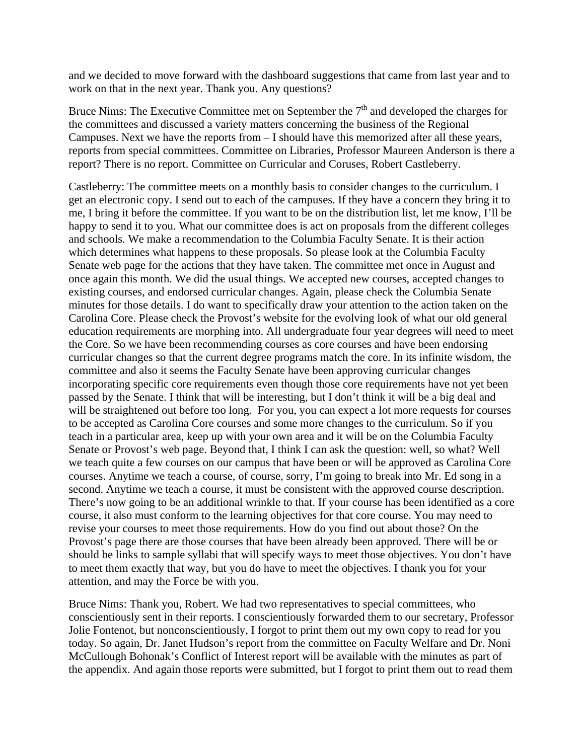and we decided to move forward with the dashboard suggestions that came from last year and to work on that in the next year. Thank you. Any questions?

Bruce Nims: The Executive Committee met on September the 7th and developed the charges for the committees and discussed a variety matters concerning the business of the Regional Campuses. Next we have the reports from – I should have this memorized after all these years, reports from special committees. Committee on Libraries, Professor Maureen Anderson is there a report? There is no report. Committee on Curricular and Coruses, Robert Castleberry.

Castleberry: The committee meets on a monthly basis to consider changes to the curriculum. I get an electronic copy. I send out to each of the campuses. If they have a concern they bring it to me, I bring it before the committee. If you want to be on the distribution list, let me know, I'll be happy to send it to you. What our committee does is act on proposals from the different colleges and schools. We make a recommendation to the Columbia Faculty Senate. It is their action which determines what happens to these proposals. So please look at the Columbia Faculty Senate web page for the actions that they have taken. The committee met once in August and once again this month. We did the usual things. We accepted new courses, accepted changes to existing courses, and endorsed curricular changes. Again, please check the Columbia Senate minutes for those details. I do want to specifically draw your attention to the action taken on the Carolina Core. Please check the Provost's website for the evolving look of what our old general education requirements are morphing into. All undergraduate four year degrees will need to meet the Core. So we have been recommending courses as core courses and have been endorsing curricular changes so that the current degree programs match the core. In its infinite wisdom, the committee and also it seems the Faculty Senate have been approving curricular changes incorporating specific core requirements even though those core requirements have not yet been passed by the Senate. I think that will be interesting, but I don't think it will be a big deal and will be straightened out before too long.  For you, you can expect a lot more requests for courses to be accepted as Carolina Core courses and some more changes to the curriculum. So if you teach in a particular area, keep up with your own area and it will be on the Columbia Faculty Senate or Provost's web page. Beyond that, I think I can ask the question: well, so what? Well we teach quite a few courses on our campus that have been or will be approved as Carolina Core courses. Anytime we teach a course, of course, sorry, I'm going to break into Mr. Ed song in a second. Anytime we teach a course, it must be consistent with the approved course description. There's now going to be an additional wrinkle to that. If your course has been identified as a core course, it also must conform to the learning objectives for that core course. You may need to revise your courses to meet those requirements. How do you find out about those? On the Provost's page there are those courses that have been already been approved. There will be or should be links to sample syllabi that will specify ways to meet those objectives. You don't have to meet them exactly that way, but you do have to meet the objectives. I thank you for your attention, and may the Force be with you.

Bruce Nims: Thank you, Robert. We had two representatives to special committees, who conscientiously sent in their reports. I conscientiously forwarded them to our secretary, Professor Jolie Fontenot, but nonconscientiously, I forgot to print them out my own copy to read for you today. So again, Dr. Janet Hudson's report from the committee on Faculty Welfare and Dr. Noni McCullough Bohonak's Conflict of Interest report will be available with the minutes as part of the appendix. And again those reports were submitted, but I forgot to print them out to read them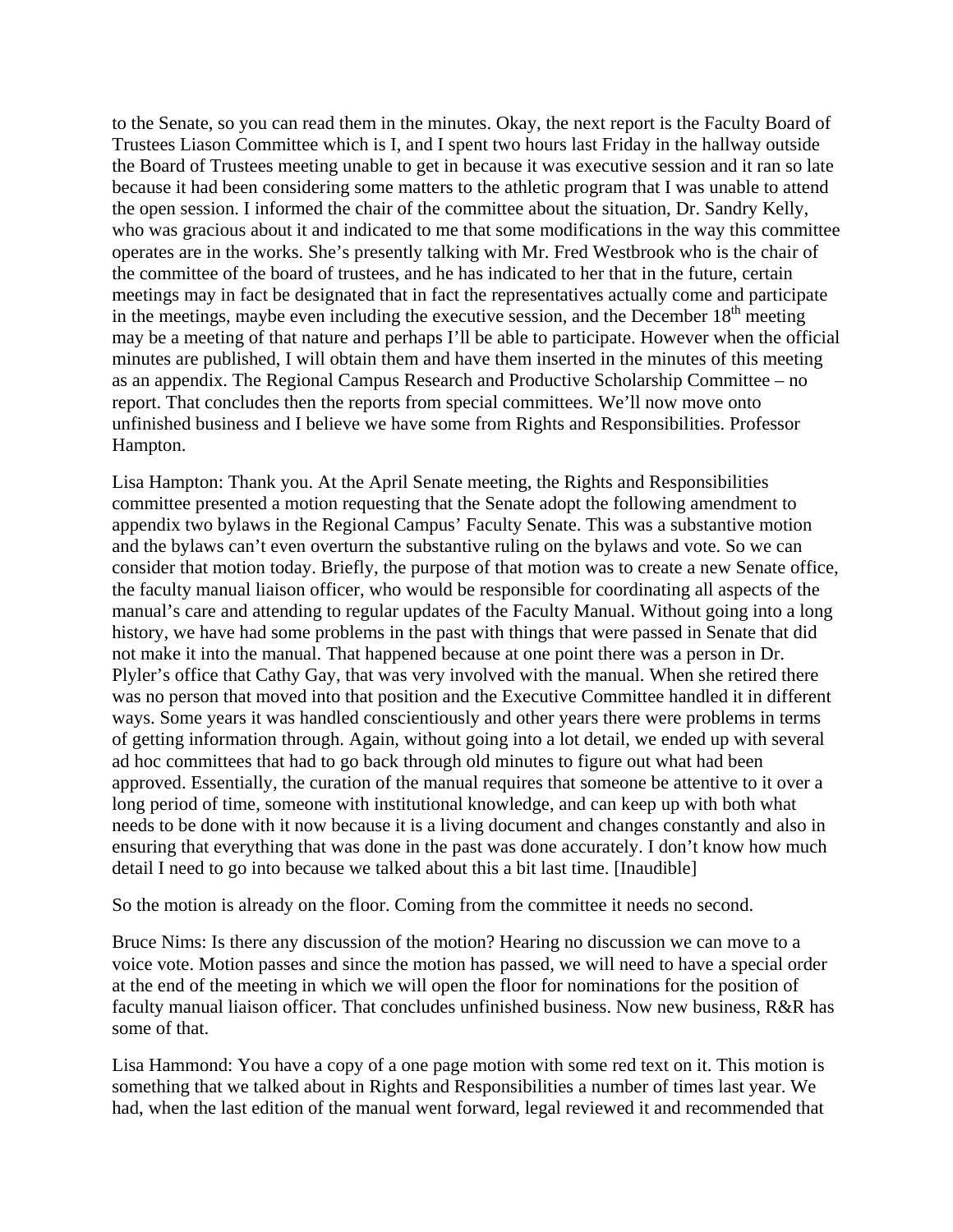to the Senate, so you can read them in the minutes. Okay, the next report is the Faculty Board of Trustees Liason Committee which is I, and I spent two hours last Friday in the hallway outside the Board of Trustees meeting unable to get in because it was executive session and it ran so late because it had been considering some matters to the athletic program that I was unable to attend the open session. I informed the chair of the committee about the situation, Dr. Sandry Kelly, who was gracious about it and indicated to me that some modifications in the way this committee operates are in the works. She's presently talking with Mr. Fred Westbrook who is the chair of the committee of the board of trustees, and he has indicated to her that in the future, certain meetings may in fact be designated that in fact the representatives actually come and participate in the meetings, maybe even including the executive session, and the December 18th meeting may be a meeting of that nature and perhaps I'll be able to participate. However when the official minutes are published, I will obtain them and have them inserted in the minutes of this meeting as an appendix. The Regional Campus Research and Productive Scholarship Committee – no report. That concludes then the reports from special committees. We'll now move onto unfinished business and I believe we have some from Rights and Responsibilities. Professor Hampton.

Lisa Hampton: Thank you. At the April Senate meeting, the Rights and Responsibilities committee presented a motion requesting that the Senate adopt the following amendment to appendix two bylaws in the Regional Campus' Faculty Senate. This was a substantive motion and the bylaws can't even overturn the substantive ruling on the bylaws and vote. So we can consider that motion today. Briefly, the purpose of that motion was to create a new Senate office, the faculty manual liaison officer, who would be responsible for coordinating all aspects of the manual's care and attending to regular updates of the Faculty Manual. Without going into a long history, we have had some problems in the past with things that were passed in Senate that did not make it into the manual. That happened because at one point there was a person in Dr. Plyler's office that Cathy Gay, that was very involved with the manual. When she retired there was no person that moved into that position and the Executive Committee handled it in different ways. Some years it was handled conscientiously and other years there were problems in terms of getting information through. Again, without going into a lot detail, we ended up with several ad hoc committees that had to go back through old minutes to figure out what had been approved. Essentially, the curation of the manual requires that someone be attentive to it over a long period of time, someone with institutional knowledge, and can keep up with both what needs to be done with it now because it is a living document and changes constantly and also in ensuring that everything that was done in the past was done accurately. I don't know how much detail I need to go into because we talked about this a bit last time. [Inaudible]

So the motion is already on the floor. Coming from the committee it needs no second.

Bruce Nims: Is there any discussion of the motion? Hearing no discussion we can move to a voice vote. Motion passes and since the motion has passed, we will need to have a special order at the end of the meeting in which we will open the floor for nominations for the position of faculty manual liaison officer. That concludes unfinished business. Now new business, R&R has some of that.

Lisa Hammond: You have a copy of a one page motion with some red text on it. This motion is something that we talked about in Rights and Responsibilities a number of times last year. We had, when the last edition of the manual went forward, legal reviewed it and recommended that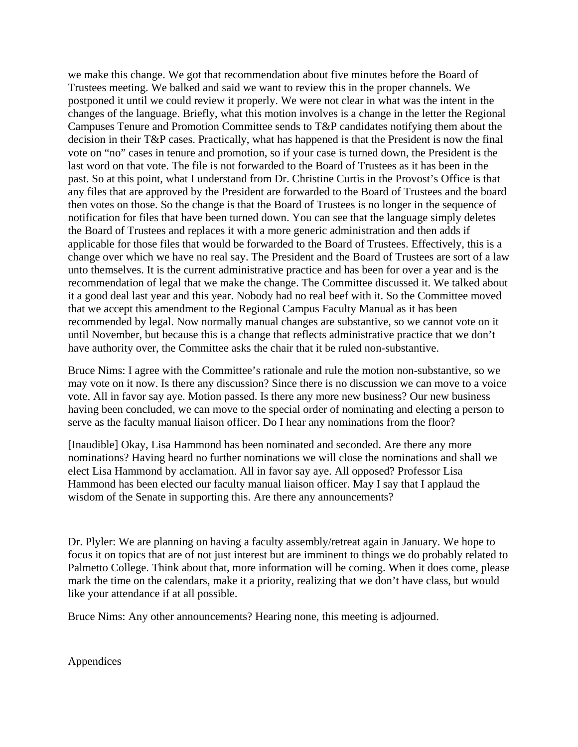we make this change. We got that recommendation about five minutes before the Board of Trustees meeting. We balked and said we want to review this in the proper channels. We postponed it until we could review it properly. We were not clear in what was the intent in the changes of the language. Briefly, what this motion involves is a change in the letter the Regional Campuses Tenure and Promotion Committee sends to T&P candidates notifying them about the decision in their T&P cases. Practically, what has happened is that the President is now the final vote on "no" cases in tenure and promotion, so if your case is turned down, the President is the last word on that vote. The file is not forwarded to the Board of Trustees as it has been in the past. So at this point, what I understand from Dr. Christine Curtis in the Provost's Office is that any files that are approved by the President are forwarded to the Board of Trustees and the board then votes on those. So the change is that the Board of Trustees is no longer in the sequence of notification for files that have been turned down. You can see that the language simply deletes the Board of Trustees and replaces it with a more generic administration and then adds if applicable for those files that would be forwarded to the Board of Trustees. Effectively, this is a change over which we have no real say. The President and the Board of Trustees are sort of a law unto themselves. It is the current administrative practice and has been for over a year and is the recommendation of legal that we make the change. The Committee discussed it. We talked about it a good deal last year and this year. Nobody had no real beef with it. So the Committee moved that we accept this amendment to the Regional Campus Faculty Manual as it has been recommended by legal. Now normally manual changes are substantive, so we cannot vote on it until November, but because this is a change that reflects administrative practice that we don't have authority over, the Committee asks the chair that it be ruled non-substantive.

Bruce Nims: I agree with the Committee's rationale and rule the motion non-substantive, so we may vote on it now. Is there any discussion? Since there is no discussion we can move to a voice vote. All in favor say aye. Motion passed. Is there any more new business? Our new business having been concluded, we can move to the special order of nominating and electing a person to serve as the faculty manual liaison officer. Do I hear any nominations from the floor?

[Inaudible] Okay, Lisa Hammond has been nominated and seconded. Are there any more nominations? Having heard no further nominations we will close the nominations and shall we elect Lisa Hammond by acclamation. All in favor say aye. All opposed? Professor Lisa Hammond has been elected our faculty manual liaison officer. May I say that I applaud the wisdom of the Senate in supporting this. Are there any announcements?

Dr. Plyler: We are planning on having a faculty assembly/retreat again in January. We hope to focus it on topics that are of not just interest but are imminent to things we do probably related to Palmetto College. Think about that, more information will be coming. When it does come, please mark the time on the calendars, make it a priority, realizing that we don't have class, but would like your attendance if at all possible.

Bruce Nims: Any other announcements? Hearing none, this meeting is adjourned.

Appendices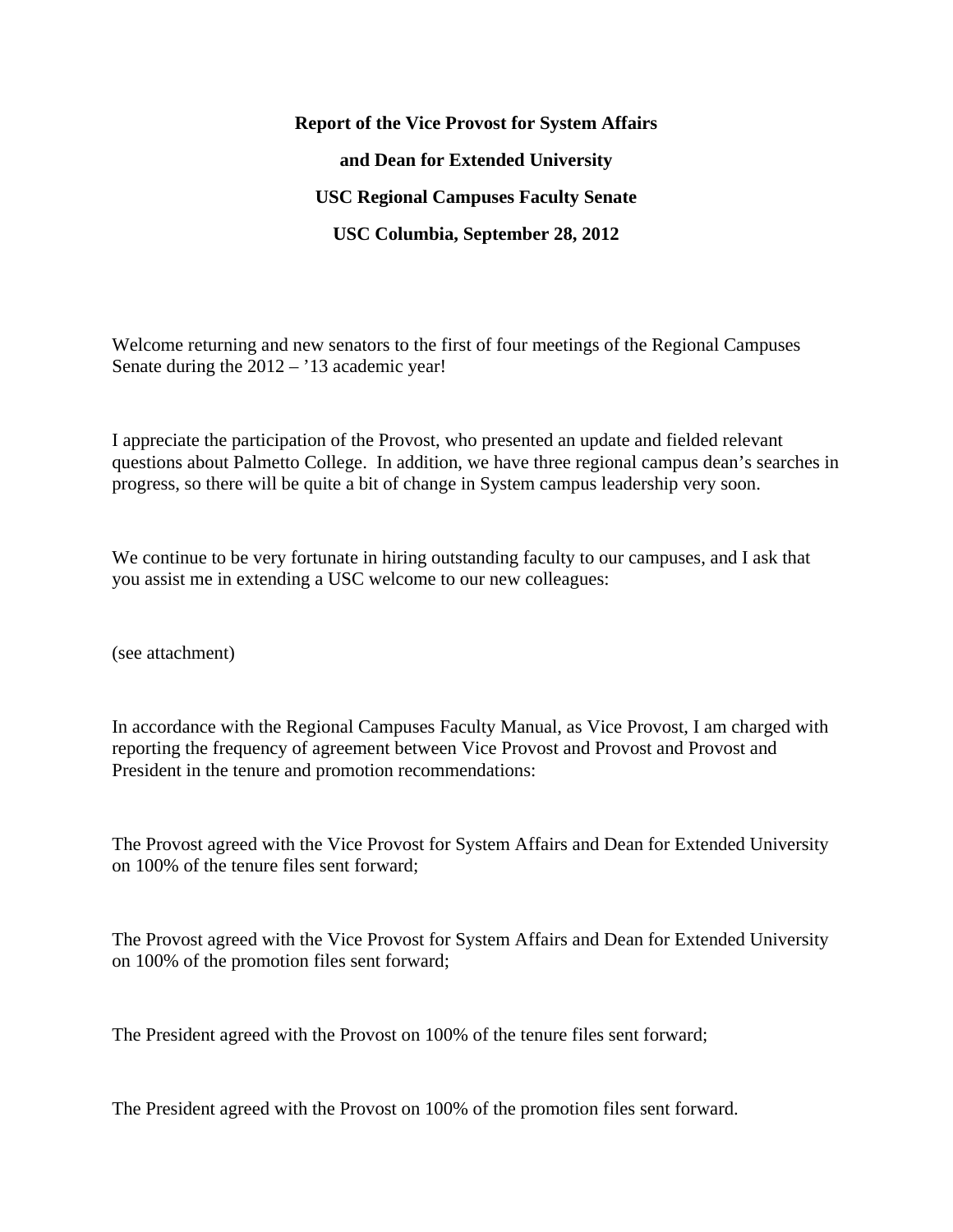**Report of the Vice Provost for System Affairs**

**and Dean for Extended University**

**USC Regional Campuses Faculty Senate**

**USC Columbia, September 28, 2012**

Welcome returning and new senators to the first of four meetings of the Regional Campuses Senate during the 2012 – ’13 academic year!

I appreciate the participation of the Provost, who presented an update and fielded relevant questions about Palmetto College. In addition, we have three regional campus dean’s searches in progress, so there will be quite a bit of change in System campus leadership very soon.

We continue to be very fortunate in hiring outstanding faculty to our campuses, and I ask that you assist me in extending a USC welcome to our new colleagues:

(see attachment)

In accordance with the Regional Campuses Faculty Manual, as Vice Provost, I am charged with reporting the frequency of agreement between Vice Provost and Provost and Provost and President in the tenure and promotion recommendations:

The Provost agreed with the Vice Provost for System Affairs and Dean for Extended University on 100% of the tenure files sent forward;

The Provost agreed with the Vice Provost for System Affairs and Dean for Extended University on 100% of the promotion files sent forward;

The President agreed with the Provost on 100% of the tenure files sent forward;

The President agreed with the Provost on 100% of the promotion files sent forward.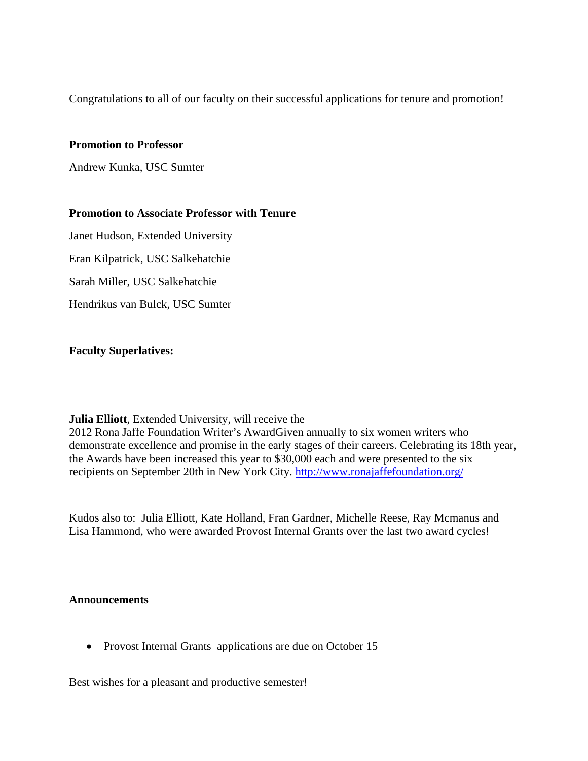Congratulations to all of our faculty on their successful applications for tenure and promotion!

**Promotion to Professor**

Andrew Kunka, USC Sumter

**Promotion to Associate Professor with Tenure**

Janet Hudson, Extended University

Eran Kilpatrick, USC Salkehatchie

Sarah Miller, USC Salkehatchie

Hendrikus van Bulck, USC Sumter

**Faculty Superlatives:**

**Julia Elliott**, Extended University, will receive the
2012 Rona Jaffe Foundation Writer's AwardGiven annually to six women writers who demonstrate excellence and promise in the early stages of their careers. Celebrating its 18th year, the Awards have been increased this year to $30,000 each and were presented to the six recipients on September 20th in New York City. [http://www.ronajaffefoundation.org/](http://www.ronajaffefoundation.org/)

Kudos also to: Julia Elliott, Kate Holland, Fran Gardner, Michelle Reese, Ray Mcmanus and Lisa Hammond, who were awarded Provost Internal Grants over the last two award cycles!

**Announcements**

- Provost Internal Grants applications are due on October 15

Best wishes for a pleasant and productive semester!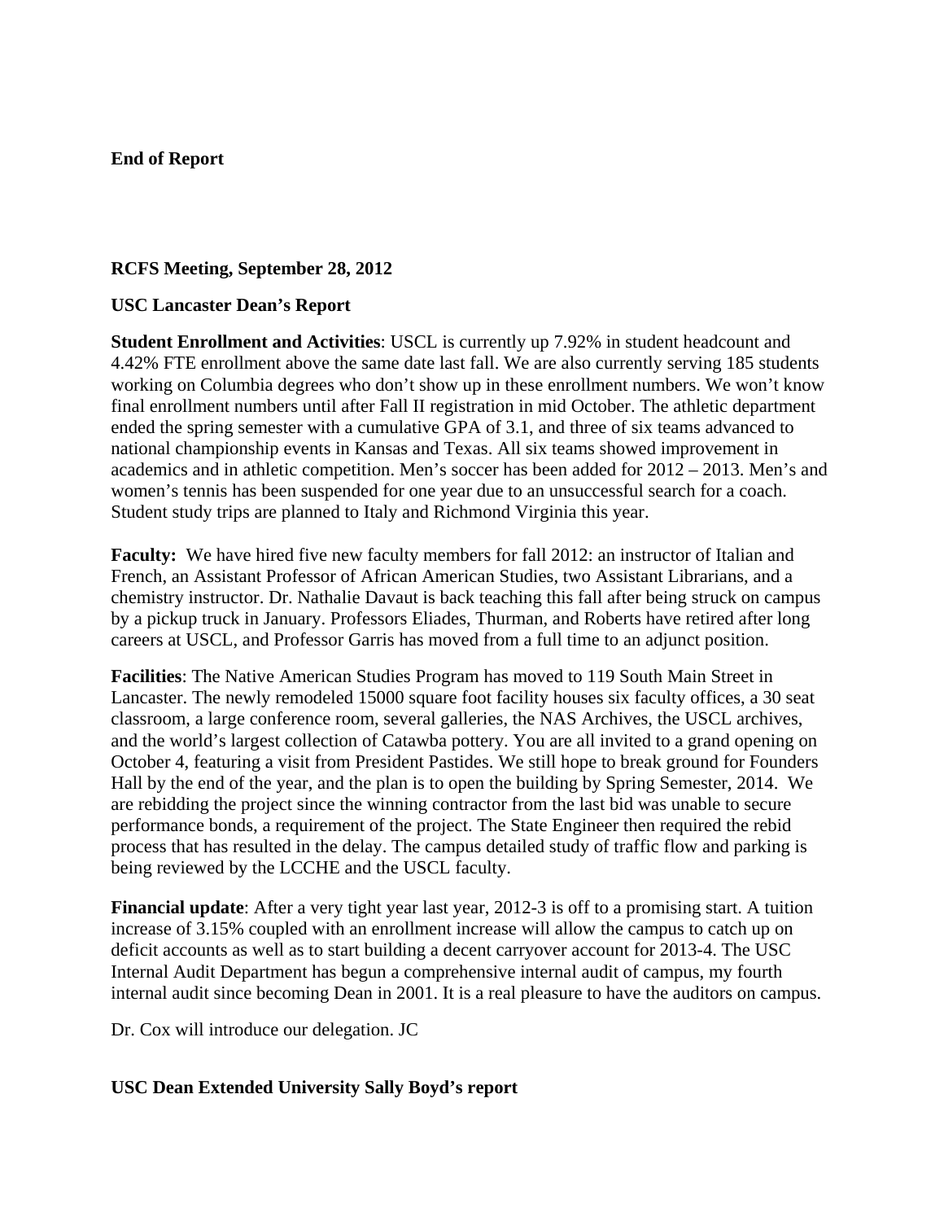**End of Report**

**RCFS Meeting, September 28, 2012**

**USC Lancaster Dean's Report**

**Student Enrollment and Activities**: USCL is currently up 7.92% in student headcount and 4.42% FTE enrollment above the same date last fall. We are also currently serving 185 students working on Columbia degrees who don't show up in these enrollment numbers. We won't know final enrollment numbers until after Fall II registration in mid October. The athletic department ended the spring semester with a cumulative GPA of 3.1, and three of six teams advanced to national championship events in Kansas and Texas. All six teams showed improvement in academics and in athletic competition. Men's soccer has been added for 2012 – 2013. Men's and women's tennis has been suspended for one year due to an unsuccessful search for a coach. Student study trips are planned to Italy and Richmond Virginia this year.

**Faculty:** We have hired five new faculty members for fall 2012: an instructor of Italian and French, an Assistant Professor of African American Studies, two Assistant Librarians, and a chemistry instructor. Dr. Nathalie Davaut is back teaching this fall after being struck on campus by a pickup truck in January. Professors Eliades, Thurman, and Roberts have retired after long careers at USCL, and Professor Garris has moved from a full time to an adjunct position.

**Facilities**: The Native American Studies Program has moved to 119 South Main Street in Lancaster. The newly remodeled 15000 square foot facility houses six faculty offices, a 30 seat classroom, a large conference room, several galleries, the NAS Archives, the USCL archives, and the world's largest collection of Catawba pottery. You are all invited to a grand opening on October 4, featuring a visit from President Pastides. We still hope to break ground for Founders Hall by the end of the year, and the plan is to open the building by Spring Semester, 2014. We are rebidding the project since the winning contractor from the last bid was unable to secure performance bonds, a requirement of the project. The State Engineer then required the rebid process that has resulted in the delay. The campus detailed study of traffic flow and parking is being reviewed by the LCCHE and the USCL faculty.

**Financial update**: After a very tight year last year, 2012-3 is off to a promising start. A tuition increase of 3.15% coupled with an enrollment increase will allow the campus to catch up on deficit accounts as well as to start building a decent carryover account for 2013-4. The USC Internal Audit Department has begun a comprehensive internal audit of campus, my fourth internal audit since becoming Dean in 2001. It is a real pleasure to have the auditors on campus.

Dr. Cox will introduce our delegation. JC

**USC Dean Extended University Sally Boyd's report**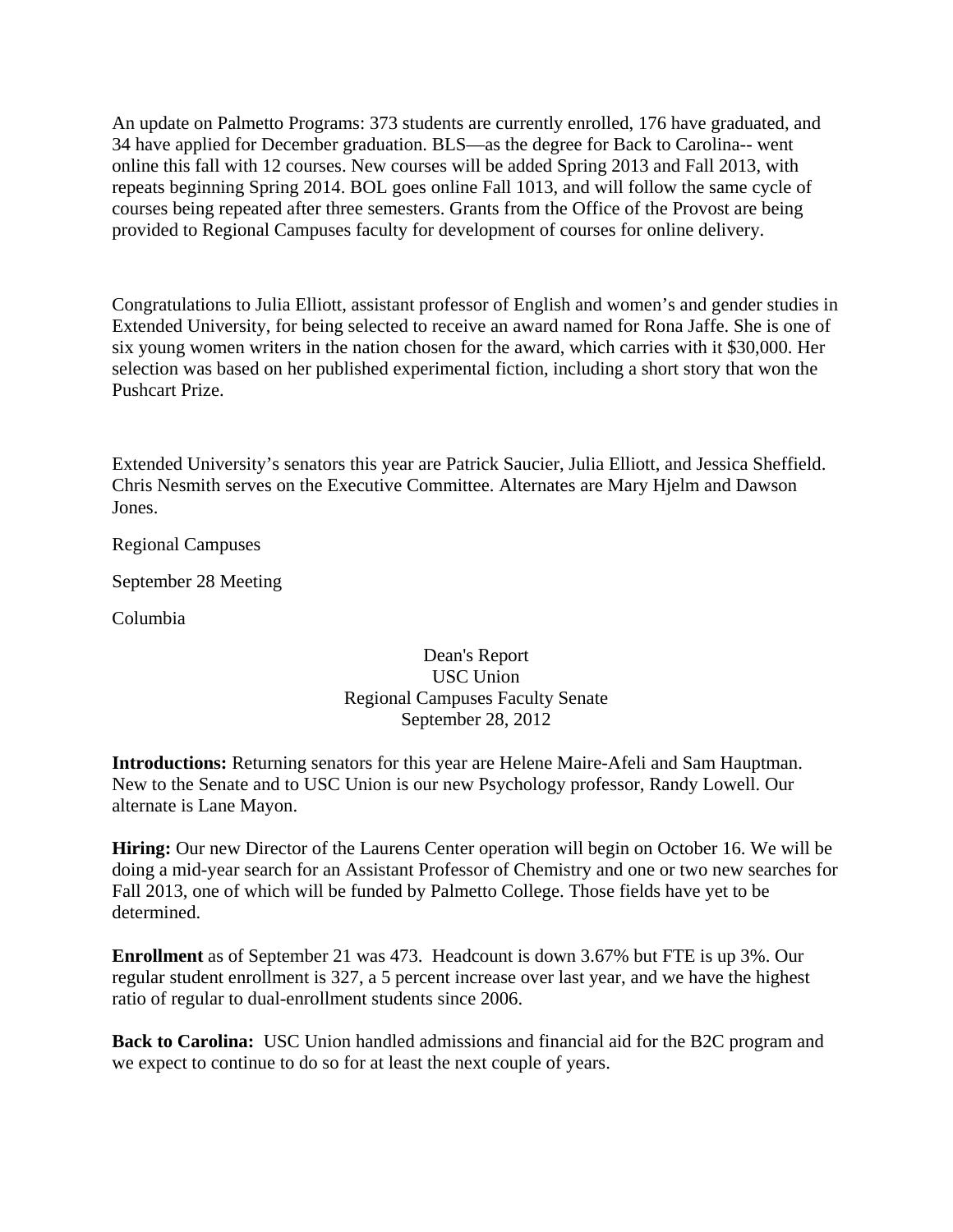An update on Palmetto Programs: 373 students are currently enrolled, 176 have graduated, and 34 have applied for December graduation. BLS—as the degree for Back to Carolina-- went online this fall with 12 courses. New courses will be added Spring 2013 and Fall 2013, with repeats beginning Spring 2014. BOL goes online Fall 1013, and will follow the same cycle of courses being repeated after three semesters. Grants from the Office of the Provost are being provided to Regional Campuses faculty for development of courses for online delivery.

Congratulations to Julia Elliott, assistant professor of English and women's and gender studies in Extended University, for being selected to receive an award named for Rona Jaffe. She is one of six young women writers in the nation chosen for the award, which carries with it $30,000. Her selection was based on her published experimental fiction, including a short story that won the Pushcart Prize.

Extended University's senators this year are Patrick Saucier, Julia Elliott, and Jessica Sheffield. Chris Nesmith serves on the Executive Committee. Alternates are Mary Hjelm and Dawson Jones.

Regional Campuses

September 28 Meeting

Columbia

Dean's Report
USC Union
Regional Campuses Faculty Senate
September 28, 2012

**Introductions:** Returning senators for this year are Helene Maire-Afeli and Sam Hauptman. New to the Senate and to USC Union is our new Psychology professor, Randy Lowell. Our alternate is Lane Mayon.

**Hiring:** Our new Director of the Laurens Center operation will begin on October 16. We will be doing a mid-year search for an Assistant Professor of Chemistry and one or two new searches for Fall 2013, one of which will be funded by Palmetto College. Those fields have yet to be determined.

**Enrollment** as of September 21 was 473. Headcount is down 3.67% but FTE is up 3%. Our regular student enrollment is 327, a 5 percent increase over last year, and we have the highest ratio of regular to dual-enrollment students since 2006.

**Back to Carolina:** USC Union handled admissions and financial aid for the B2C program and we expect to continue to do so for at least the next couple of years.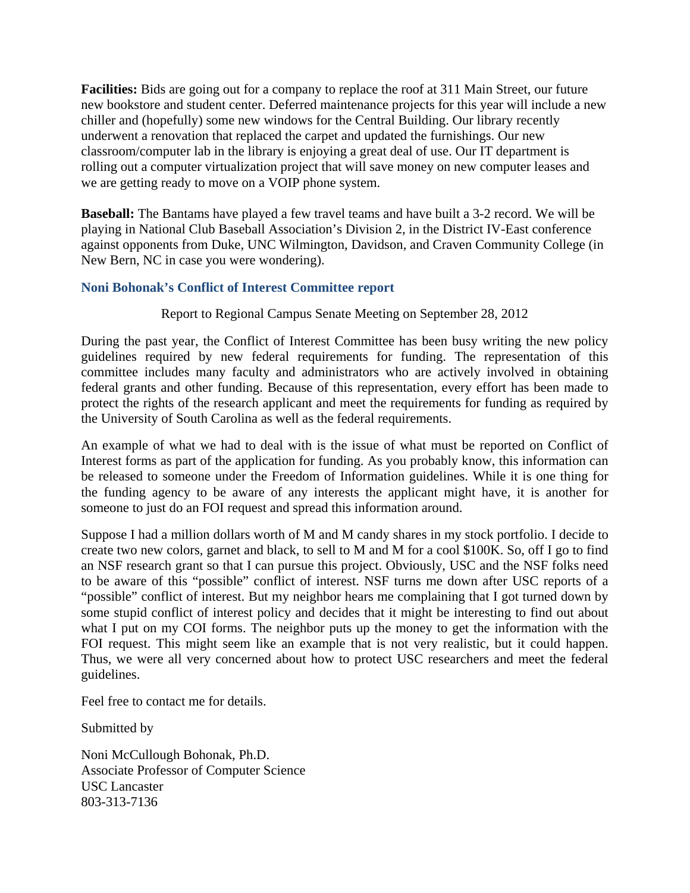**Facilities:** Bids are going out for a company to replace the roof at 311 Main Street, our future new bookstore and student center. Deferred maintenance projects for this year will include a new chiller and (hopefully) some new windows for the Central Building. Our library recently underwent a renovation that replaced the carpet and updated the furnishings. Our new classroom/computer lab in the library is enjoying a great deal of use. Our IT department is rolling out a computer virtualization project that will save money on new computer leases and we are getting ready to move on a VOIP phone system.

**Baseball:** The Bantams have played a few travel teams and have built a 3-2 record. We will be playing in National Club Baseball Association's Division 2, in the District IV-East conference against opponents from Duke, UNC Wilmington, Davidson, and Craven Community College (in New Bern, NC in case you were wondering).

### Noni Bohonak's Conflict of Interest Committee report

Report to Regional Campus Senate Meeting on September 28, 2012

During the past year, the Conflict of Interest Committee has been busy writing the new policy guidelines required by new federal requirements for funding. The representation of this committee includes many faculty and administrators who are actively involved in obtaining federal grants and other funding. Because of this representation, every effort has been made to protect the rights of the research applicant and meet the requirements for funding as required by the University of South Carolina as well as the federal requirements.

An example of what we had to deal with is the issue of what must be reported on Conflict of Interest forms as part of the application for funding. As you probably know, this information can be released to someone under the Freedom of Information guidelines. While it is one thing for the funding agency to be aware of any interests the applicant might have, it is another for someone to just do an FOI request and spread this information around.

Suppose I had a million dollars worth of M and M candy shares in my stock portfolio. I decide to create two new colors, garnet and black, to sell to M and M for a cool $100K. So, off I go to find an NSF research grant so that I can pursue this project. Obviously, USC and the NSF folks need to be aware of this "possible" conflict of interest. NSF turns me down after USC reports of a "possible" conflict of interest. But my neighbor hears me complaining that I got turned down by some stupid conflict of interest policy and decides that it might be interesting to find out about what I put on my COI forms. The neighbor puts up the money to get the information with the FOI request. This might seem like an example that is not very realistic, but it could happen. Thus, we were all very concerned about how to protect USC researchers and meet the federal guidelines.

Feel free to contact me for details.

Submitted by

Noni McCullough Bohonak, Ph.D.  
Associate Professor of Computer Science  
USC Lancaster  
803-313-7136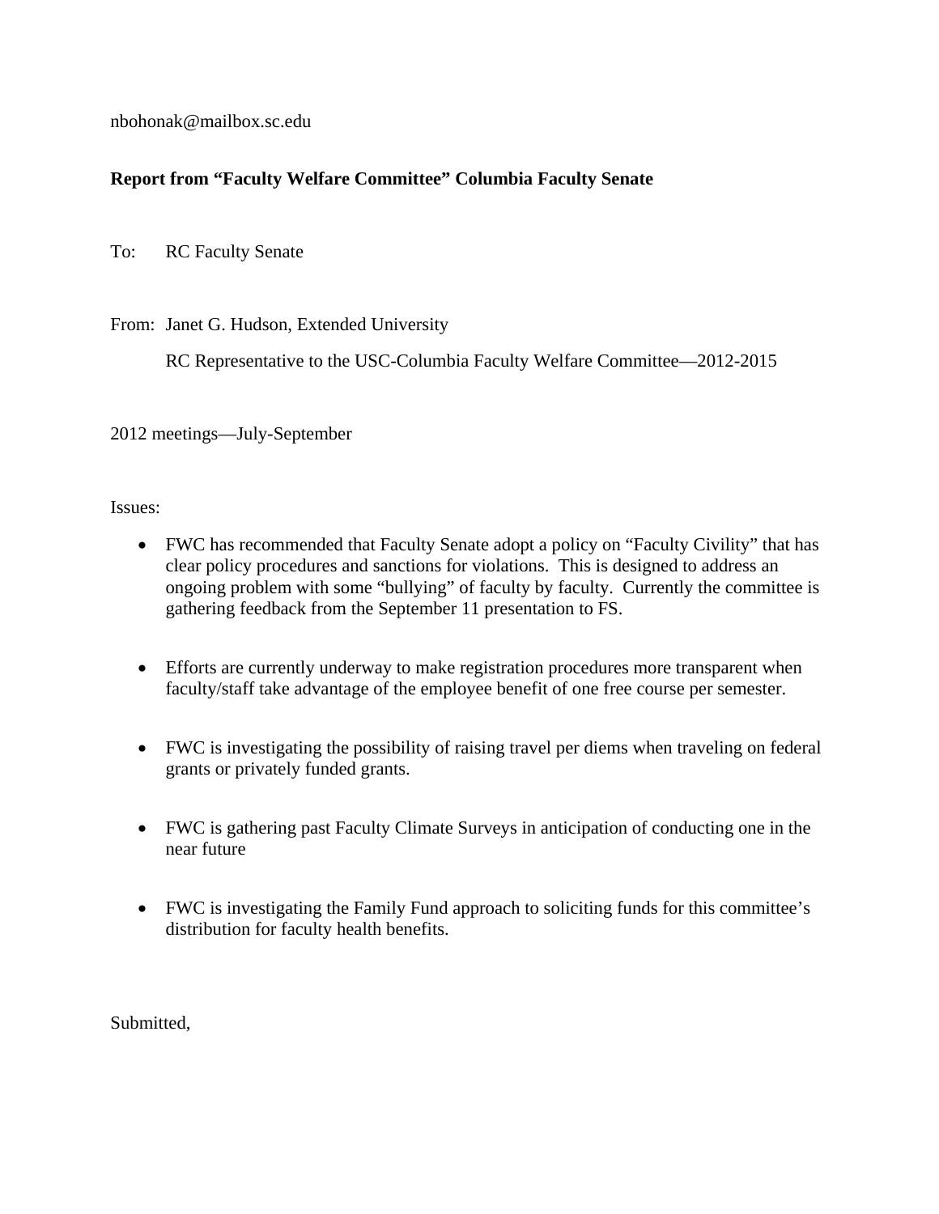nbohonak@mailbox.sc.edu

**Report from "Faculty Welfare Committee" Columbia Faculty Senate**

To: RC Faculty Senate

From: Janet G. Hudson, Extended University

RC Representative to the USC-Columbia Faculty Welfare Committee—2012-2015

2012 meetings—July-September

Issues:

- FWC has recommended that Faculty Senate adopt a policy on "Faculty Civility" that has clear policy procedures and sanctions for violations. This is designed to address an ongoing problem with some "bullying" of faculty by faculty. Currently the committee is gathering feedback from the September 11 presentation to FS.

- Efforts are currently underway to make registration procedures more transparent when faculty/staff take advantage of the employee benefit of one free course per semester.

- FWC is investigating the possibility of raising travel per diems when traveling on federal grants or privately funded grants.

- FWC is gathering past Faculty Climate Surveys in anticipation of conducting one in the near future

- FWC is investigating the Family Fund approach to soliciting funds for this committee's distribution for faculty health benefits.

Submitted,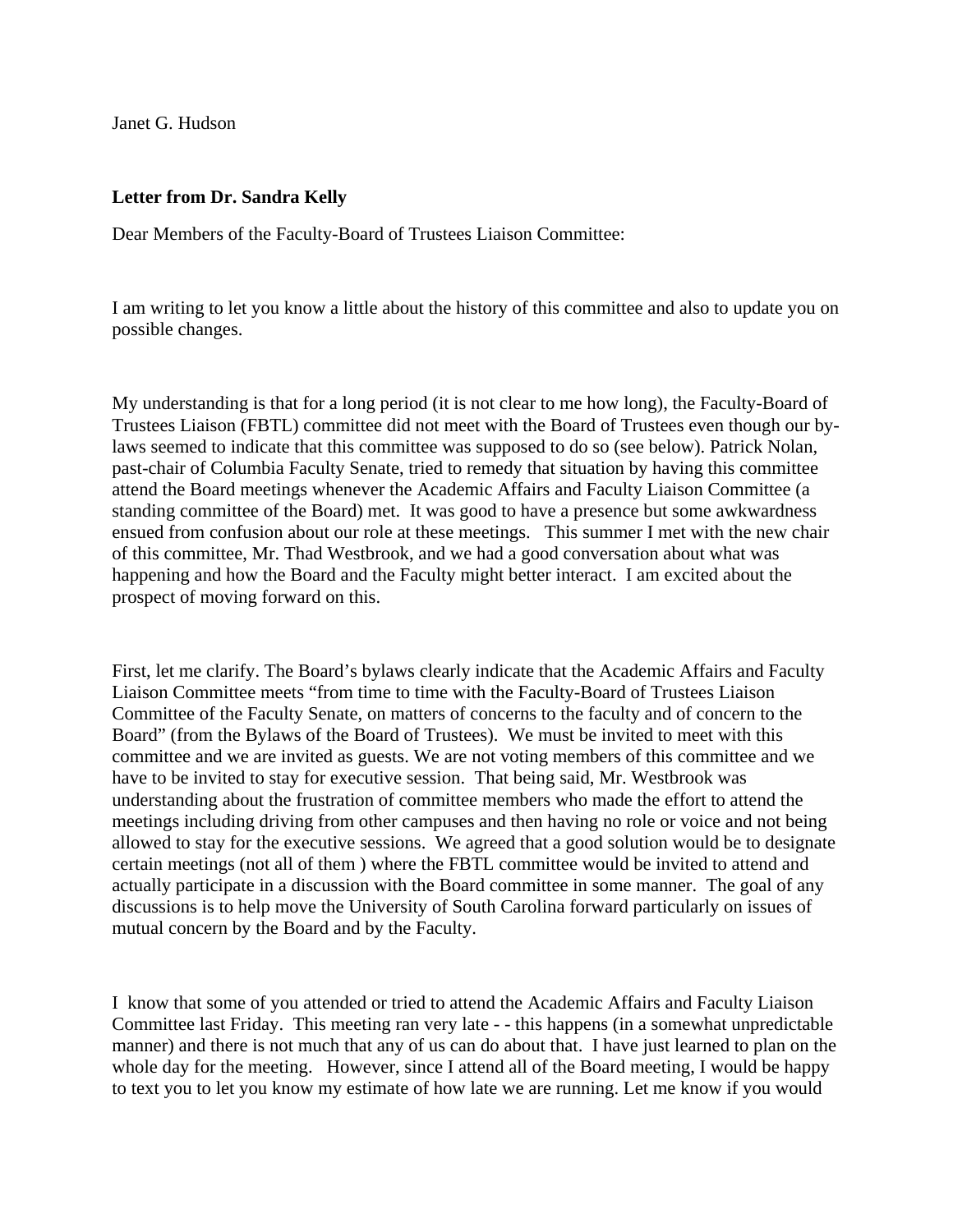Janet G. Hudson

**Letter from Dr. Sandra Kelly**

Dear Members of the Faculty-Board of Trustees Liaison Committee:

I am writing to let you know a little about the history of this committee and also to update you on possible changes.

My understanding is that for a long period (it is not clear to me how long), the Faculty-Board of Trustees Liaison (FBTL) committee did not meet with the Board of Trustees even though our by-laws seemed to indicate that this committee was supposed to do so (see below). Patrick Nolan, past-chair of Columbia Faculty Senate, tried to remedy that situation by having this committee attend the Board meetings whenever the Academic Affairs and Faculty Liaison Committee (a standing committee of the Board) met. It was good to have a presence but some awkwardness ensued from confusion about our role at these meetings. This summer I met with the new chair of this committee, Mr. Thad Westbrook, and we had a good conversation about what was happening and how the Board and the Faculty might better interact. I am excited about the prospect of moving forward on this.

First, let me clarify. The Board's bylaws clearly indicate that the Academic Affairs and Faculty Liaison Committee meets "from time to time with the Faculty-Board of Trustees Liaison Committee of the Faculty Senate, on matters of concerns to the faculty and of concern to the Board" (from the Bylaws of the Board of Trustees). We must be invited to meet with this committee and we are invited as guests. We are not voting members of this committee and we have to be invited to stay for executive session. That being said, Mr. Westbrook was understanding about the frustration of committee members who made the effort to attend the meetings including driving from other campuses and then having no role or voice and not being allowed to stay for the executive sessions. We agreed that a good solution would be to designate certain meetings (not all of them ) where the FBTL committee would be invited to attend and actually participate in a discussion with the Board committee in some manner. The goal of any discussions is to help move the University of South Carolina forward particularly on issues of mutual concern by the Board and by the Faculty.

I know that some of you attended or tried to attend the Academic Affairs and Faculty Liaison Committee last Friday. This meeting ran very late - - this happens (in a somewhat unpredictable manner) and there is not much that any of us can do about that. I have just learned to plan on the whole day for the meeting. However, since I attend all of the Board meeting, I would be happy to text you to let you know my estimate of how late we are running. Let me know if you would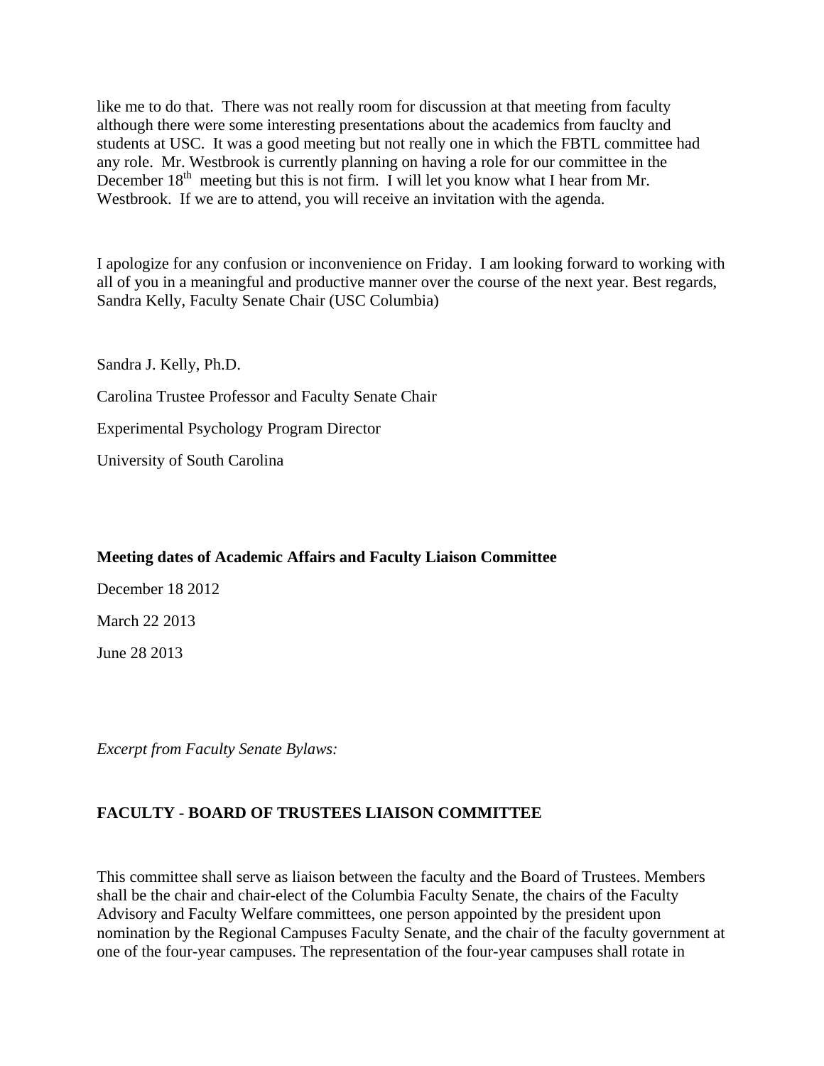like me to do that. There was not really room for discussion at that meeting from faculty although there were some interesting presentations about the academics from fauclty and students at USC. It was a good meeting but not really one in which the FBTL committee had any role. Mr. Westbrook is currently planning on having a role for our committee in the December 18th meeting but this is not firm. I will let you know what I hear from Mr. Westbrook. If we are to attend, you will receive an invitation with the agenda.

I apologize for any confusion or inconvenience on Friday. I am looking forward to working with all of you in a meaningful and productive manner over the course of the next year. Best regards, Sandra Kelly, Faculty Senate Chair (USC Columbia)

Sandra J. Kelly, Ph.D.

Carolina Trustee Professor and Faculty Senate Chair

Experimental Psychology Program Director

University of South Carolina

**Meeting dates of Academic Affairs and Faculty Liaison Committee**

December 18 2012

March 22 2013

June 28 2013

*Excerpt from Faculty Senate Bylaws:*

**FACULTY - BOARD OF TRUSTEES LIAISON COMMITTEE**

This committee shall serve as liaison between the faculty and the Board of Trustees. Members shall be the chair and chair-elect of the Columbia Faculty Senate, the chairs of the Faculty Advisory and Faculty Welfare committees, one person appointed by the president upon nomination by the Regional Campuses Faculty Senate, and the chair of the faculty government at one of the four-year campuses. The representation of the four-year campuses shall rotate in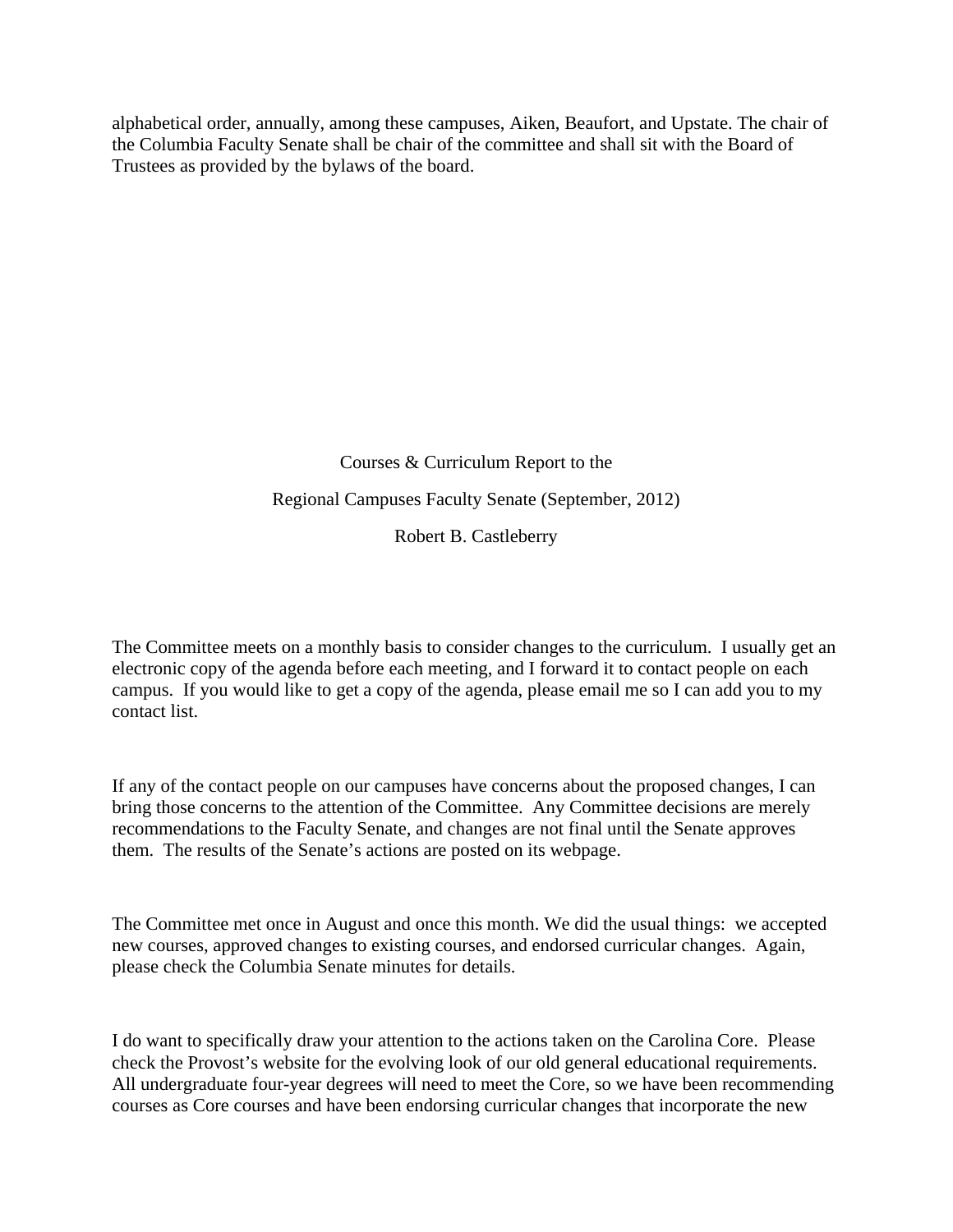alphabetical order, annually, among these campuses, Aiken, Beaufort, and Upstate. The chair of the Columbia Faculty Senate shall be chair of the committee and shall sit with the Board of Trustees as provided by the bylaws of the board.

Courses & Curriculum Report to the

Regional Campuses Faculty Senate (September, 2012)

Robert B. Castleberry

The Committee meets on a monthly basis to consider changes to the curriculum. I usually get an electronic copy of the agenda before each meeting, and I forward it to contact people on each campus. If you would like to get a copy of the agenda, please email me so I can add you to my contact list.

If any of the contact people on our campuses have concerns about the proposed changes, I can bring those concerns to the attention of the Committee. Any Committee decisions are merely recommendations to the Faculty Senate, and changes are not final until the Senate approves them. The results of the Senate's actions are posted on its webpage.

The Committee met once in August and once this month. We did the usual things: we accepted new courses, approved changes to existing courses, and endorsed curricular changes. Again, please check the Columbia Senate minutes for details.

I do want to specifically draw your attention to the actions taken on the Carolina Core. Please check the Provost's website for the evolving look of our old general educational requirements. All undergraduate four-year degrees will need to meet the Core, so we have been recommending courses as Core courses and have been endorsing curricular changes that incorporate the new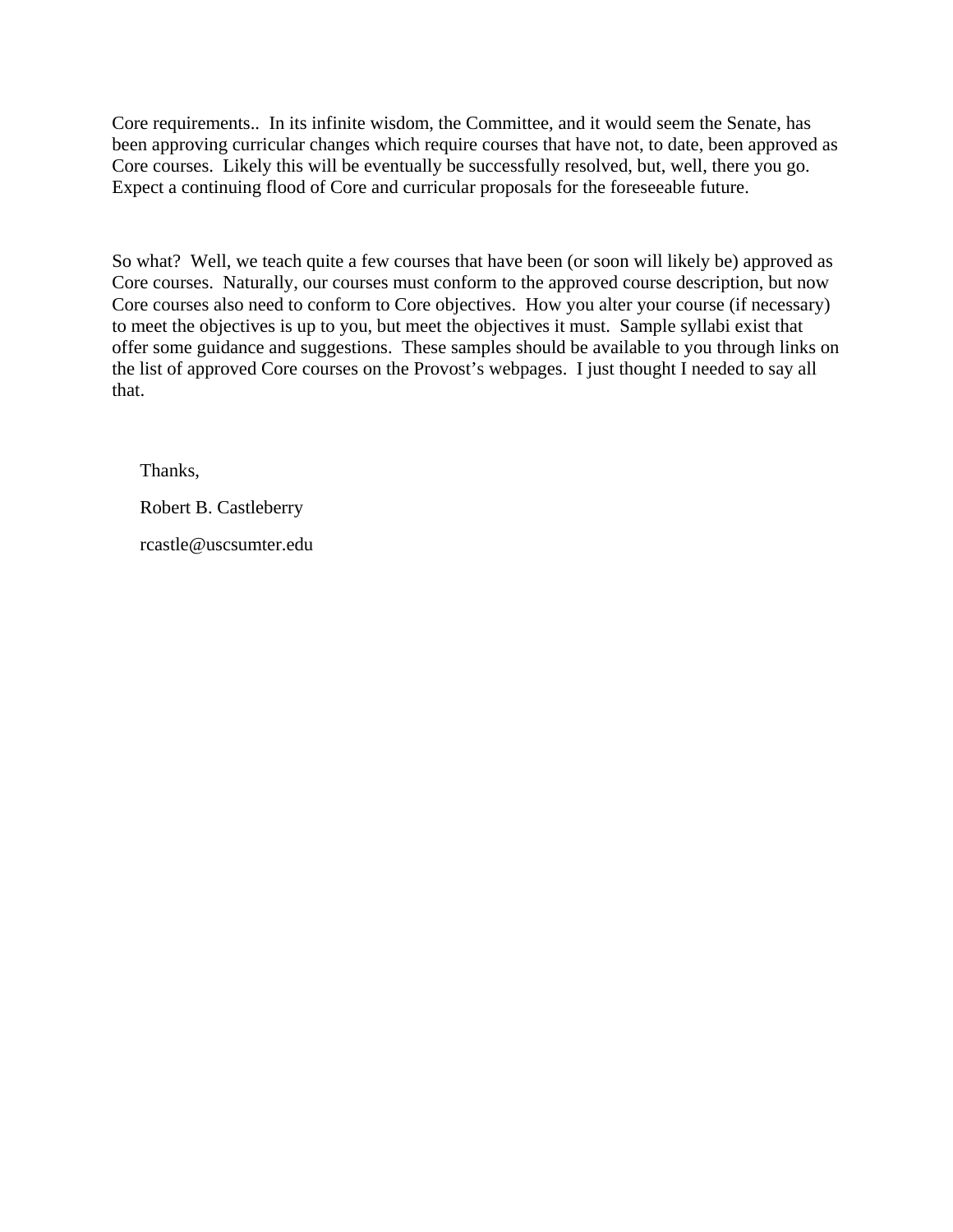Core requirements.. In its infinite wisdom, the Committee, and it would seem the Senate, has been approving curricular changes which require courses that have not, to date, been approved as Core courses. Likely this will be eventually be successfully resolved, but, well, there you go. Expect a continuing flood of Core and curricular proposals for the foreseeable future.

So what? Well, we teach quite a few courses that have been (or soon will likely be) approved as Core courses. Naturally, our courses must conform to the approved course description, but now Core courses also need to conform to Core objectives. How you alter your course (if necessary) to meet the objectives is up to you, but meet the objectives it must. Sample syllabi exist that offer some guidance and suggestions. These samples should be available to you through links on the list of approved Core courses on the Provost's webpages. I just thought I needed to say all that.

Thanks,

Robert B. Castleberry

rcastle@uscsumter.edu